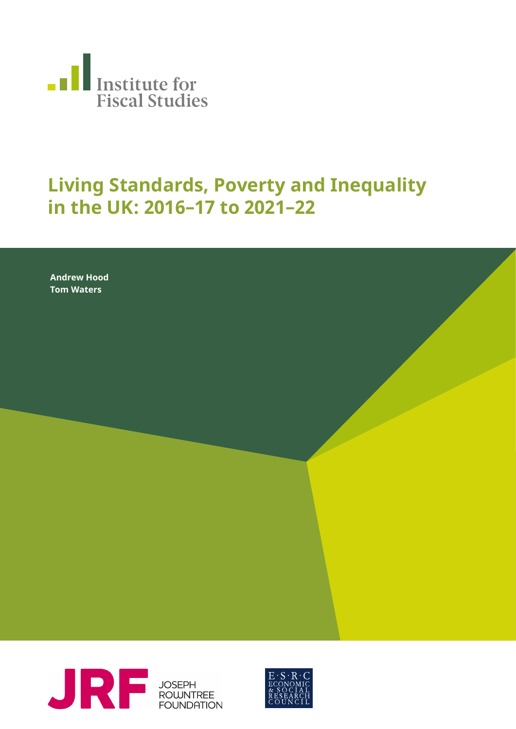Institute for Fiscal Studies

# Living Standards, Poverty and Inequality in the UK: 2016–17 to 2021–22

**Andrew Hood**
**Tom Waters**

JRF JOSEPH ROWNTREE FOUNDATION

E·S·R·C ECONOMIC & SOCIAL RESEARCH COUNCIL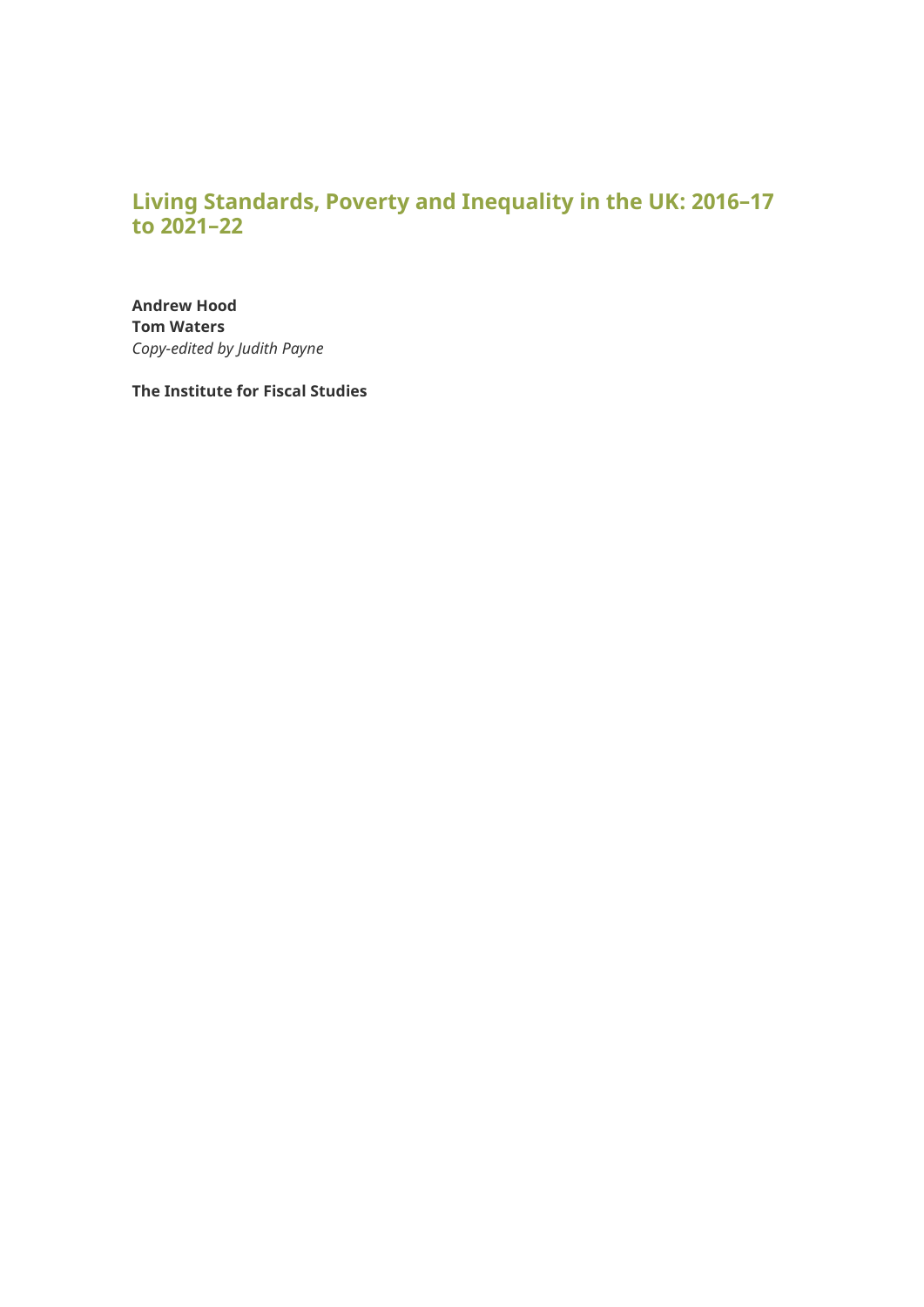# Living Standards, Poverty and Inequality in the UK: 2016–17 to 2021–22

**Andrew Hood**
**Tom Waters**
*Copy-edited by Judith Payne*

**The Institute for Fiscal Studies**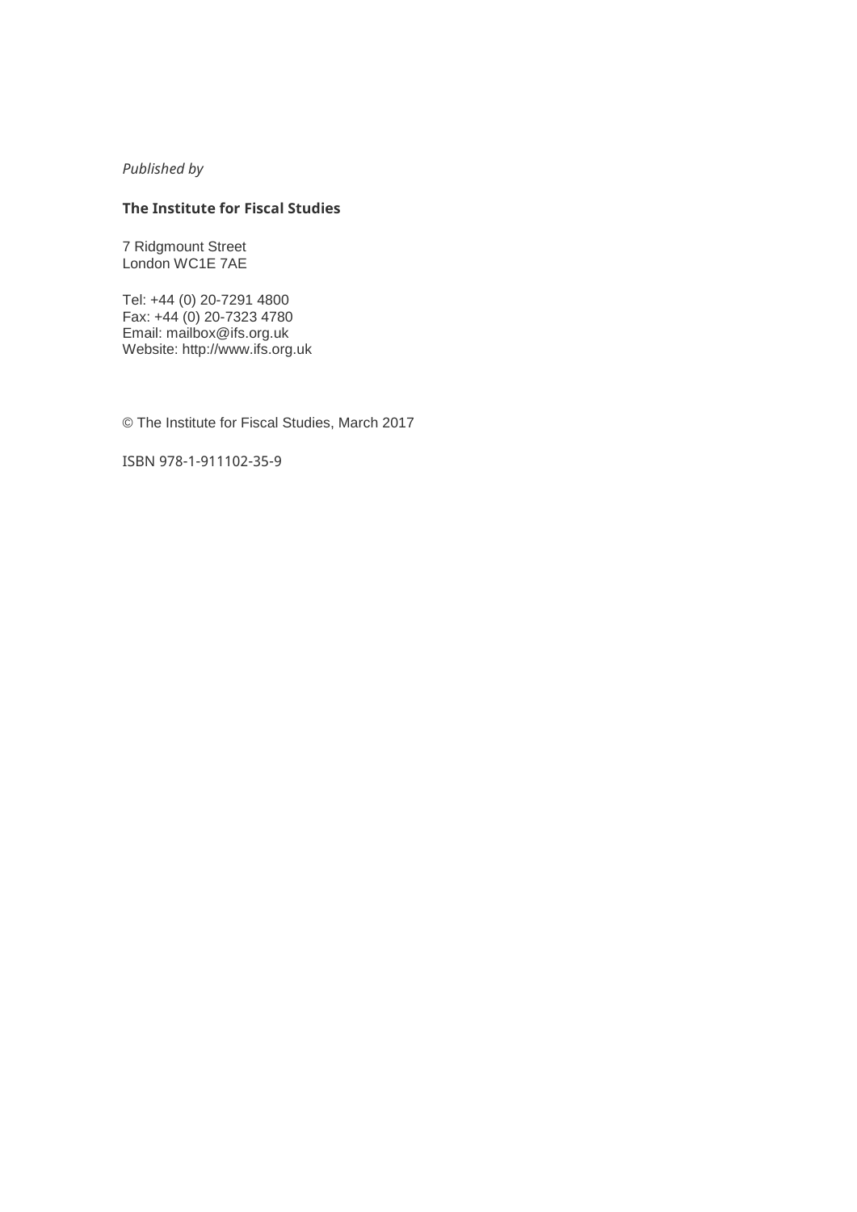*Published by*

**The Institute for Fiscal Studies**

7 Ridgmount Street
London WC1E 7AE

Tel: +44 (0) 20-7291 4800
Fax: +44 (0) 20-7323 4780
Email: mailbox@ifs.org.uk
Website: http://www.ifs.org.uk

© The Institute for Fiscal Studies, March 2017

ISBN 978-1-911102-35-9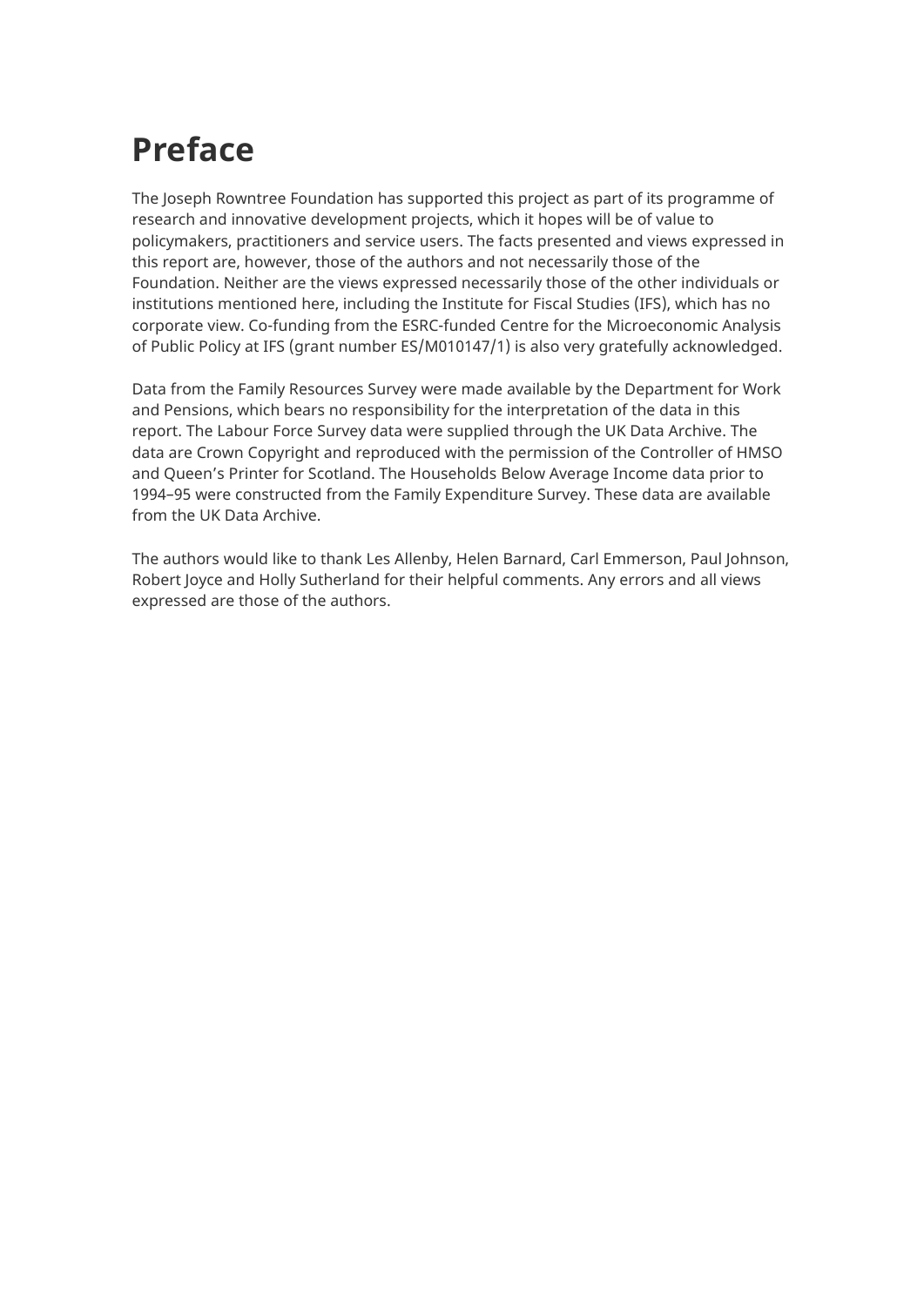# Preface

The Joseph Rowntree Foundation has supported this project as part of its programme of research and innovative development projects, which it hopes will be of value to policymakers, practitioners and service users. The facts presented and views expressed in this report are, however, those of the authors and not necessarily those of the Foundation. Neither are the views expressed necessarily those of the other individuals or institutions mentioned here, including the Institute for Fiscal Studies (IFS), which has no corporate view. Co-funding from the ESRC-funded Centre for the Microeconomic Analysis of Public Policy at IFS (grant number ES/M010147/1) is also very gratefully acknowledged.

Data from the Family Resources Survey were made available by the Department for Work and Pensions, which bears no responsibility for the interpretation of the data in this report. The Labour Force Survey data were supplied through the UK Data Archive. The data are Crown Copyright and reproduced with the permission of the Controller of HMSO and Queen’s Printer for Scotland. The Households Below Average Income data prior to 1994–95 were constructed from the Family Expenditure Survey. These data are available from the UK Data Archive.

The authors would like to thank Les Allenby, Helen Barnard, Carl Emmerson, Paul Johnson, Robert Joyce and Holly Sutherland for their helpful comments. Any errors and all views expressed are those of the authors.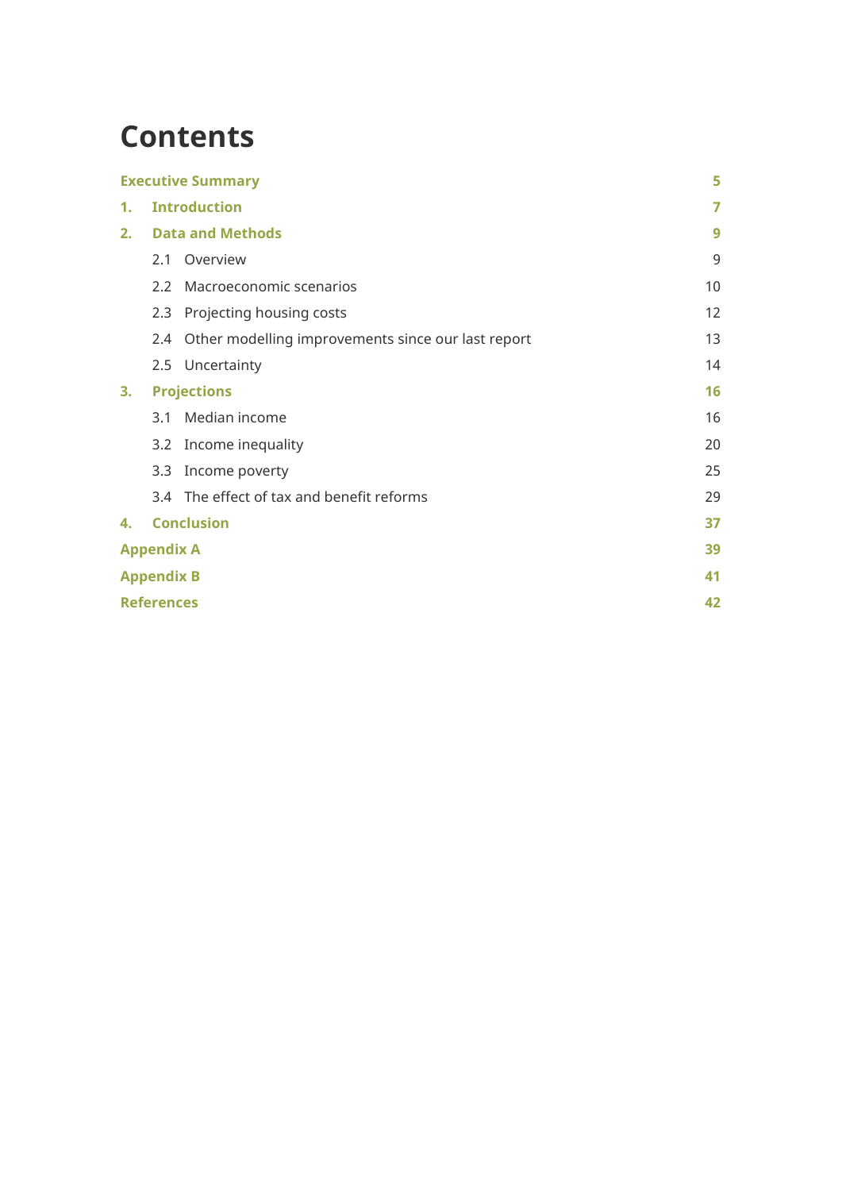# Contents

| | |
|---|---|
| **Executive Summary** | **5** |
| **1. Introduction** | **7** |
| **2. Data and Methods** | **9** |
| 2.1 Overview | 9 |
| 2.2 Macroeconomic scenarios | 10 |
| 2.3 Projecting housing costs | 12 |
| 2.4 Other modelling improvements since our last report | 13 |
| 2.5 Uncertainty | 14 |
| **3. Projections** | **16** |
| 3.1 Median income | 16 |
| 3.2 Income inequality | 20 |
| 3.3 Income poverty | 25 |
| 3.4 The effect of tax and benefit reforms | 29 |
| **4. Conclusion** | **37** |
| **Appendix A** | **39** |
| **Appendix B** | **41** |
| **References** | **42** |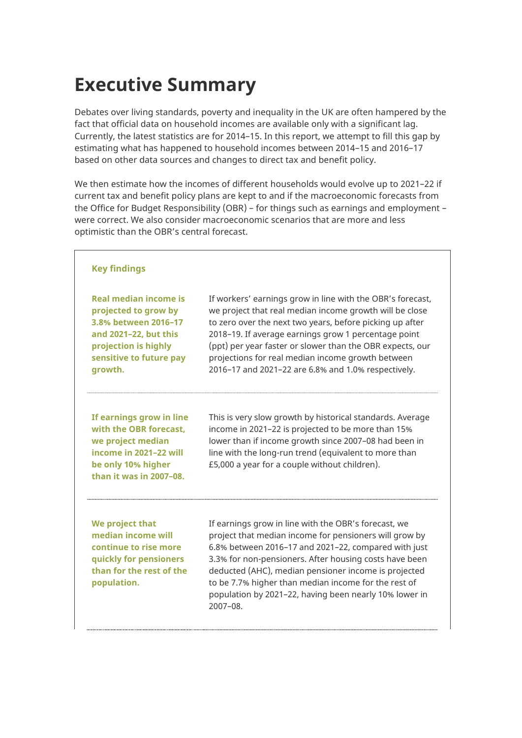# Executive Summary

Debates over living standards, poverty and inequality in the UK are often hampered by the fact that official data on household incomes are available only with a significant lag. Currently, the latest statistics are for 2014–15. In this report, we attempt to fill this gap by estimating what has happened to household incomes between 2014–15 and 2016–17 based on other data sources and changes to direct tax and benefit policy.

We then estimate how the incomes of different households would evolve up to 2021–22 if current tax and benefit policy plans are kept to and if the macroeconomic forecasts from the Office for Budget Responsibility (OBR) – for things such as earnings and employment – were correct. We also consider macroeconomic scenarios that are more and less optimistic than the OBR's central forecast.

**Key findings**

| | |
|---|---|
| **Real median income is projected to grow by 3.8% between 2016–17 and 2021–22, but this projection is highly sensitive to future pay growth.** | If workers' earnings grow in line with the OBR's forecast, we project that real median income growth will be close to zero over the next two years, before picking up after 2018–19. If average earnings grow 1 percentage point (ppt) per year faster or slower than the OBR expects, our projections for real median income growth between 2016–17 and 2021–22 are 6.8% and 1.0% respectively. |
| **If earnings grow in line with the OBR forecast, we project median income in 2021–22 will be only 10% higher than it was in 2007–08.** | This is very slow growth by historical standards. Average income in 2021–22 is projected to be more than 15% lower than if income growth since 2007–08 had been in line with the long-run trend (equivalent to more than £5,000 a year for a couple without children). |
| **We project that median income will continue to rise more quickly for pensioners than for the rest of the population.** | If earnings grow in line with the OBR's forecast, we project that median income for pensioners will grow by 6.8% between 2016–17 and 2021–22, compared with just 3.3% for non-pensioners. After housing costs have been deducted (AHC), median pensioner income is projected to be 7.7% higher than median income for the rest of population by 2021–22, having been nearly 10% lower in 2007–08. |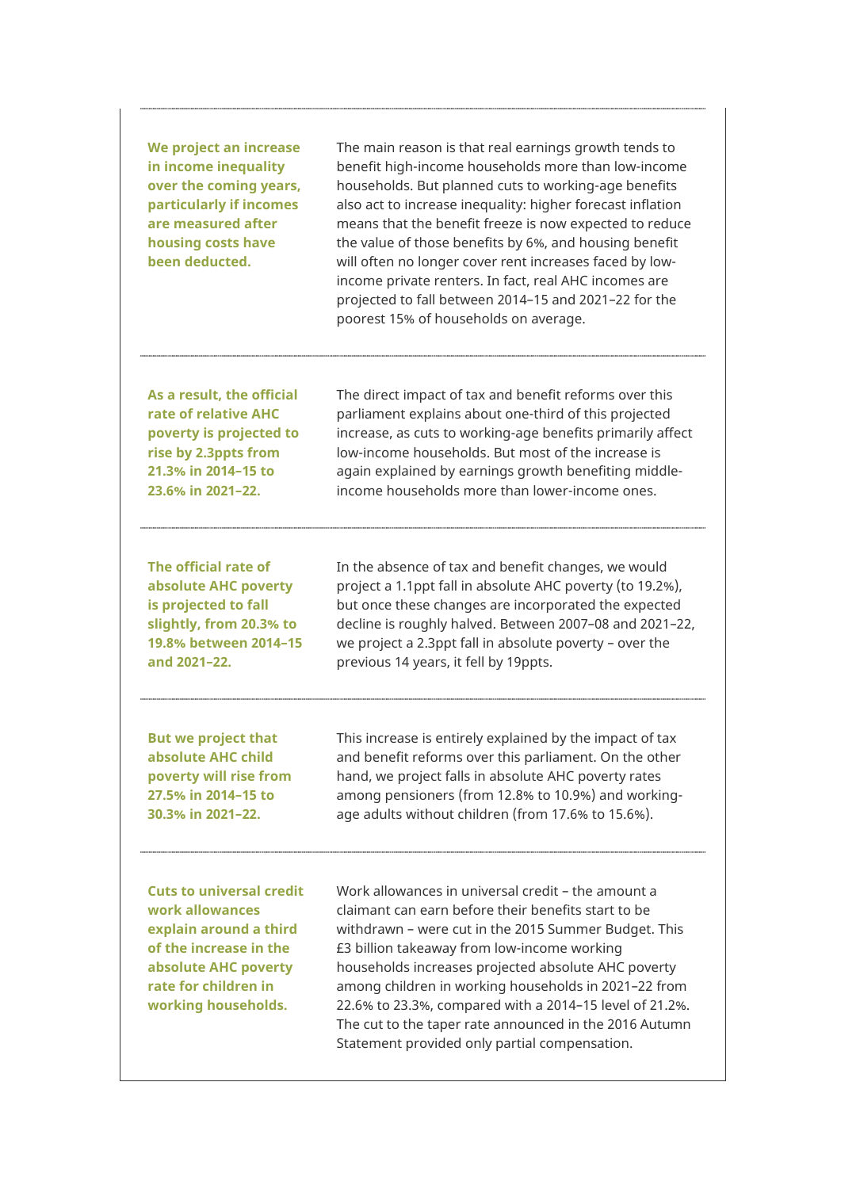**We project an increase in income inequality over the coming years, particularly if incomes are measured after housing costs have been deducted.**

The main reason is that real earnings growth tends to benefit high-income households more than low-income households. But planned cuts to working-age benefits also act to increase inequality: higher forecast inflation means that the benefit freeze is now expected to reduce the value of those benefits by 6%, and housing benefit will often no longer cover rent increases faced by low-income private renters. In fact, real AHC incomes are projected to fall between 2014–15 and 2021–22 for the poorest 15% of households on average.

---

**As a result, the official rate of relative AHC poverty is projected to rise by 2.3ppts from 21.3% in 2014–15 to 23.6% in 2021–22.**

The direct impact of tax and benefit reforms over this parliament explains about one-third of this projected increase, as cuts to working-age benefits primarily affect low-income households. But most of the increase is again explained by earnings growth benefiting middle-income households more than lower-income ones.

---

**The official rate of absolute AHC poverty is projected to fall slightly, from 20.3% to 19.8% between 2014–15 and 2021–22.**

In the absence of tax and benefit changes, we would project a 1.1ppt fall in absolute AHC poverty (to 19.2%), but once these changes are incorporated the expected decline is roughly halved. Between 2007–08 and 2021–22, we project a 2.3ppt fall in absolute poverty – over the previous 14 years, it fell by 19ppts.

---

**But we project that absolute AHC child poverty will rise from 27.5% in 2014–15 to 30.3% in 2021–22.**

This increase is entirely explained by the impact of tax and benefit reforms over this parliament. On the other hand, we project falls in absolute AHC poverty rates among pensioners (from 12.8% to 10.9%) and working-age adults without children (from 17.6% to 15.6%).

---

**Cuts to universal credit work allowances explain around a third of the increase in the absolute AHC poverty rate for children in working households.**

Work allowances in universal credit – the amount a claimant can earn before their benefits start to be withdrawn – were cut in the 2015 Summer Budget. This £3 billion takeaway from low-income working households increases projected absolute AHC poverty among children in working households in 2021–22 from 22.6% to 23.3%, compared with a 2014–15 level of 21.2%. The cut to the taper rate announced in the 2016 Autumn Statement provided only partial compensation.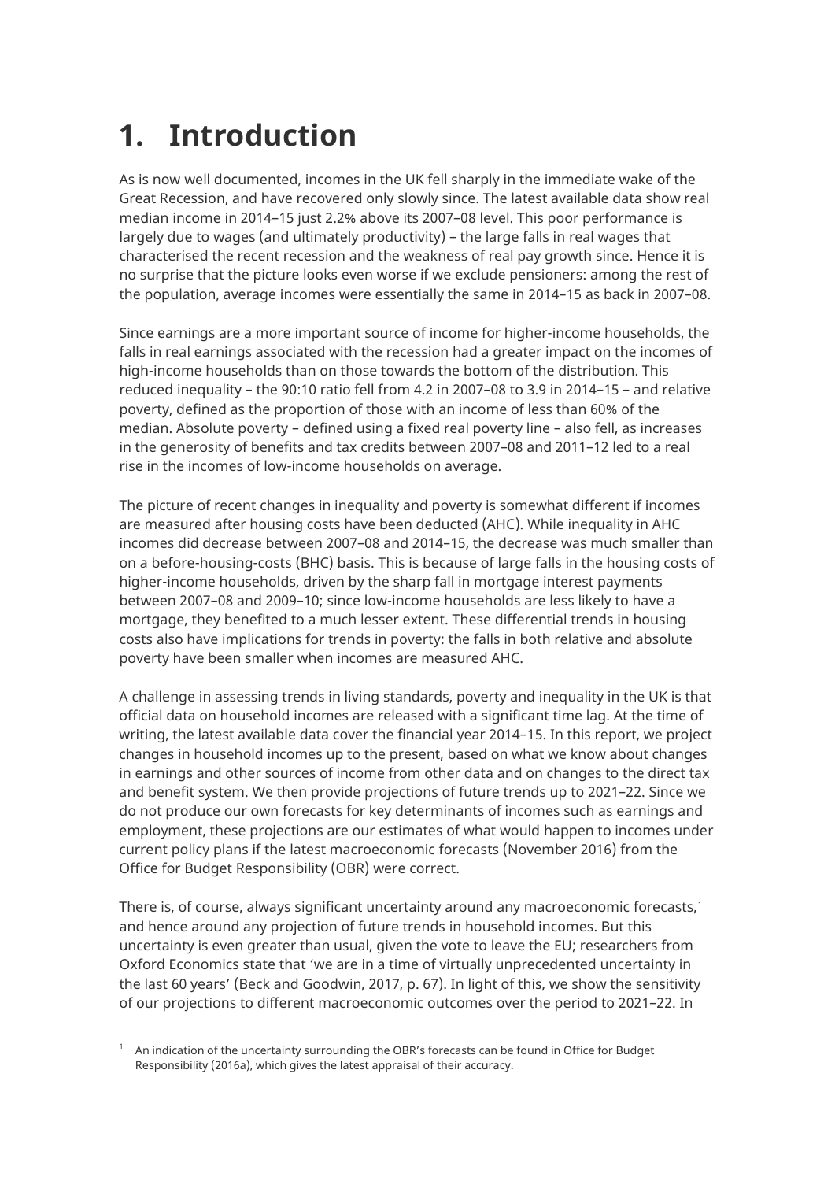# 1. Introduction

As is now well documented, incomes in the UK fell sharply in the immediate wake of the Great Recession, and have recovered only slowly since. The latest available data show real median income in 2014–15 just 2.2% above its 2007–08 level. This poor performance is largely due to wages (and ultimately productivity) – the large falls in real wages that characterised the recent recession and the weakness of real pay growth since. Hence it is no surprise that the picture looks even worse if we exclude pensioners: among the rest of the population, average incomes were essentially the same in 2014–15 as back in 2007–08.

Since earnings are a more important source of income for higher-income households, the falls in real earnings associated with the recession had a greater impact on the incomes of high-income households than on those towards the bottom of the distribution. This reduced inequality – the 90:10 ratio fell from 4.2 in 2007–08 to 3.9 in 2014–15 – and relative poverty, defined as the proportion of those with an income of less than 60% of the median. Absolute poverty – defined using a fixed real poverty line – also fell, as increases in the generosity of benefits and tax credits between 2007–08 and 2011–12 led to a real rise in the incomes of low-income households on average.

The picture of recent changes in inequality and poverty is somewhat different if incomes are measured after housing costs have been deducted (AHC). While inequality in AHC incomes did decrease between 2007–08 and 2014–15, the decrease was much smaller than on a before-housing-costs (BHC) basis. This is because of large falls in the housing costs of higher-income households, driven by the sharp fall in mortgage interest payments between 2007–08 and 2009–10; since low-income households are less likely to have a mortgage, they benefited to a much lesser extent. These differential trends in housing costs also have implications for trends in poverty: the falls in both relative and absolute poverty have been smaller when incomes are measured AHC.

A challenge in assessing trends in living standards, poverty and inequality in the UK is that official data on household incomes are released with a significant time lag. At the time of writing, the latest available data cover the financial year 2014–15. In this report, we project changes in household incomes up to the present, based on what we know about changes in earnings and other sources of income from other data and on changes to the direct tax and benefit system. We then provide projections of future trends up to 2021–22. Since we do not produce our own forecasts for key determinants of incomes such as earnings and employment, these projections are our estimates of what would happen to incomes under current policy plans if the latest macroeconomic forecasts (November 2016) from the Office for Budget Responsibility (OBR) were correct.

There is, of course, always significant uncertainty around any macroeconomic forecasts,[1] and hence around any projection of future trends in household incomes. But this uncertainty is even greater than usual, given the vote to leave the EU; researchers from Oxford Economics state that 'we are in a time of virtually unprecedented uncertainty in the last 60 years' (Beck and Goodwin, 2017, p. 67). In light of this, we show the sensitivity of our projections to different macroeconomic outcomes over the period to 2021–22. In

[1] An indication of the uncertainty surrounding the OBR's forecasts can be found in Office for Budget Responsibility (2016a), which gives the latest appraisal of their accuracy.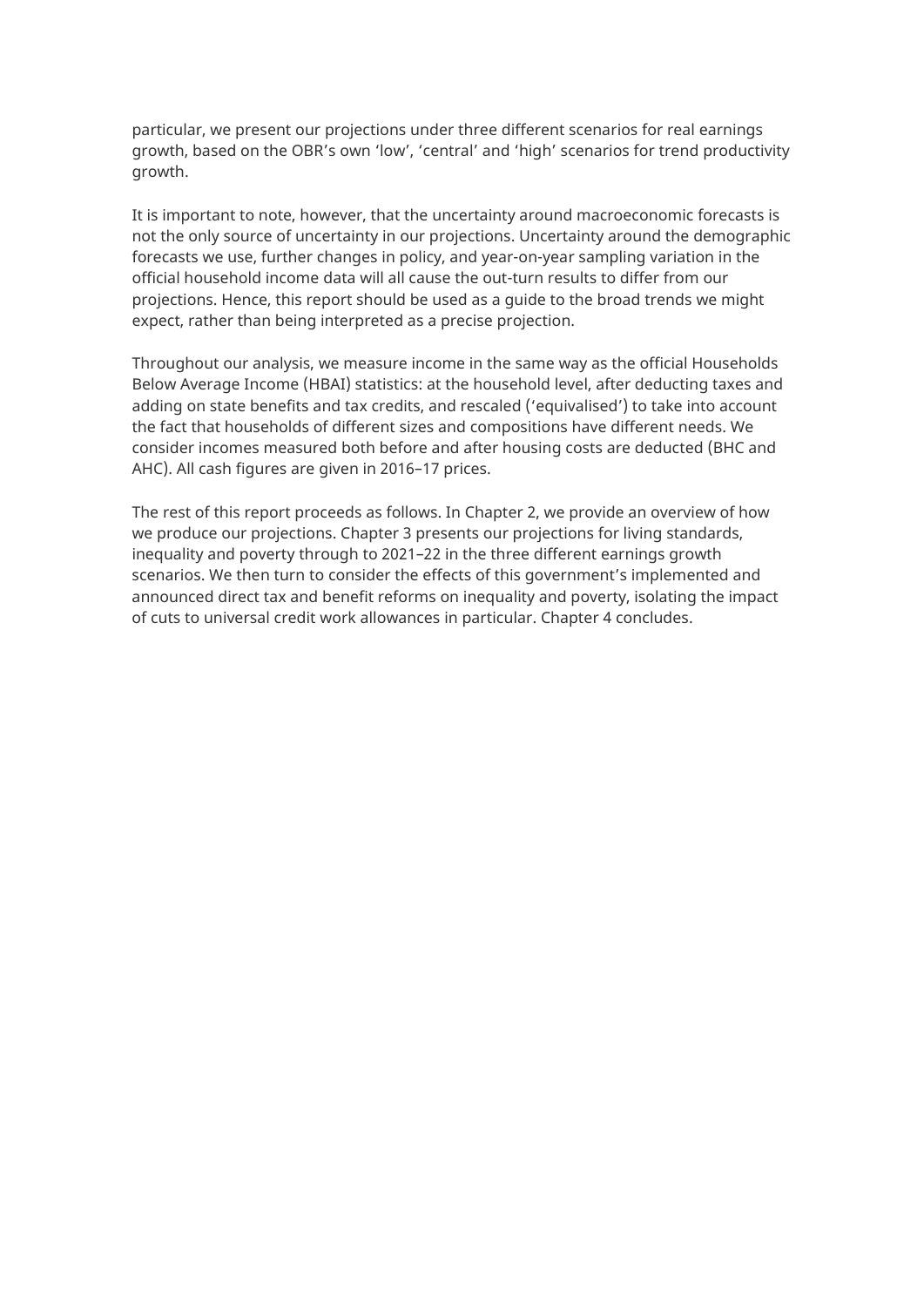particular, we present our projections under three different scenarios for real earnings growth, based on the OBR's own 'low', 'central' and 'high' scenarios for trend productivity growth.

It is important to note, however, that the uncertainty around macroeconomic forecasts is not the only source of uncertainty in our projections. Uncertainty around the demographic forecasts we use, further changes in policy, and year-on-year sampling variation in the official household income data will all cause the out-turn results to differ from our projections. Hence, this report should be used as a guide to the broad trends we might expect, rather than being interpreted as a precise projection.

Throughout our analysis, we measure income in the same way as the official Households Below Average Income (HBAI) statistics: at the household level, after deducting taxes and adding on state benefits and tax credits, and rescaled ('equivalised') to take into account the fact that households of different sizes and compositions have different needs. We consider incomes measured both before and after housing costs are deducted (BHC and AHC). All cash figures are given in 2016–17 prices.

The rest of this report proceeds as follows. In Chapter 2, we provide an overview of how we produce our projections. Chapter 3 presents our projections for living standards, inequality and poverty through to 2021–22 in the three different earnings growth scenarios. We then turn to consider the effects of this government's implemented and announced direct tax and benefit reforms on inequality and poverty, isolating the impact of cuts to universal credit work allowances in particular. Chapter 4 concludes.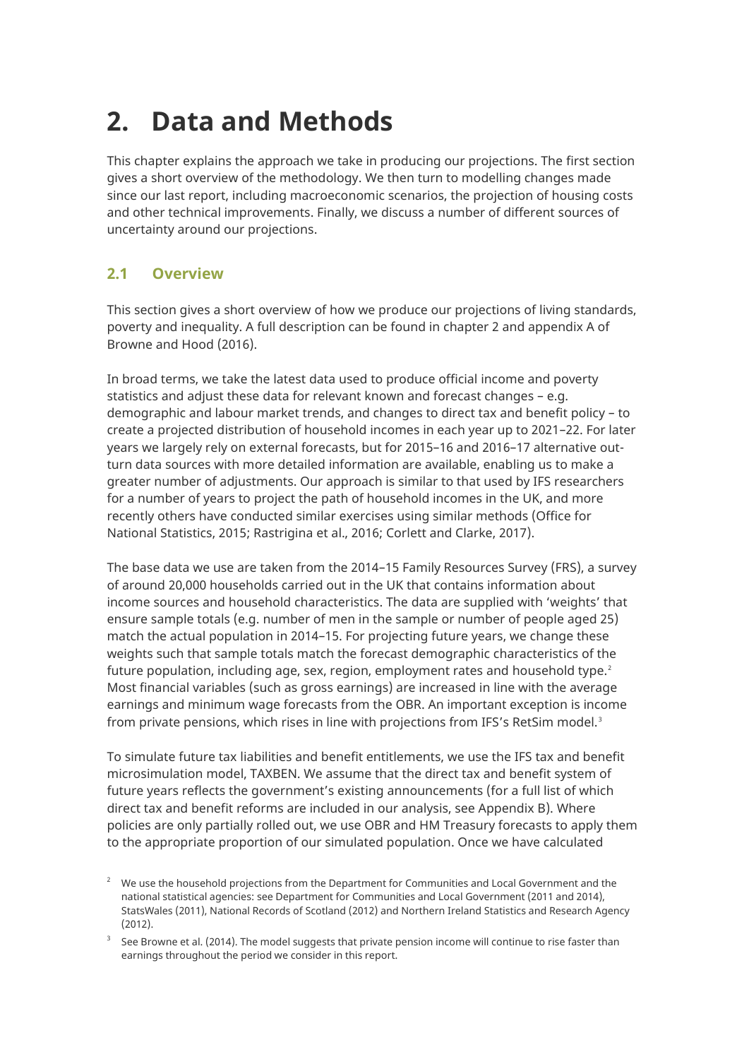# 2. Data and Methods

This chapter explains the approach we take in producing our projections. The first section gives a short overview of the methodology. We then turn to modelling changes made since our last report, including macroeconomic scenarios, the projection of housing costs and other technical improvements. Finally, we discuss a number of different sources of uncertainty around our projections.

## 2.1 Overview

This section gives a short overview of how we produce our projections of living standards, poverty and inequality. A full description can be found in chapter 2 and appendix A of Browne and Hood (2016).

In broad terms, we take the latest data used to produce official income and poverty statistics and adjust these data for relevant known and forecast changes – e.g. demographic and labour market trends, and changes to direct tax and benefit policy – to create a projected distribution of household incomes in each year up to 2021–22. For later years we largely rely on external forecasts, but for 2015–16 and 2016–17 alternative out-turn data sources with more detailed information are available, enabling us to make a greater number of adjustments. Our approach is similar to that used by IFS researchers for a number of years to project the path of household incomes in the UK, and more recently others have conducted similar exercises using similar methods (Office for National Statistics, 2015; Rastrigina et al., 2016; Corlett and Clarke, 2017).

The base data we use are taken from the 2014–15 Family Resources Survey (FRS), a survey of around 20,000 households carried out in the UK that contains information about income sources and household characteristics. The data are supplied with 'weights' that ensure sample totals (e.g. number of men in the sample or number of people aged 25) match the actual population in 2014–15. For projecting future years, we change these weights such that sample totals match the forecast demographic characteristics of the future population, including age, sex, region, employment rates and household type.[2] Most financial variables (such as gross earnings) are increased in line with the average earnings and minimum wage forecasts from the OBR. An important exception is income from private pensions, which rises in line with projections from IFS's RetSim model.[3]

To simulate future tax liabilities and benefit entitlements, we use the IFS tax and benefit microsimulation model, TAXBEN. We assume that the direct tax and benefit system of future years reflects the government's existing announcements (for a full list of which direct tax and benefit reforms are included in our analysis, see Appendix B). Where policies are only partially rolled out, we use OBR and HM Treasury forecasts to apply them to the appropriate proportion of our simulated population. Once we have calculated

[2] We use the household projections from the Department for Communities and Local Government and the national statistical agencies: see Department for Communities and Local Government (2011 and 2014), StatsWales (2011), National Records of Scotland (2012) and Northern Ireland Statistics and Research Agency (2012).

[3] See Browne et al. (2014). The model suggests that private pension income will continue to rise faster than earnings throughout the period we consider in this report.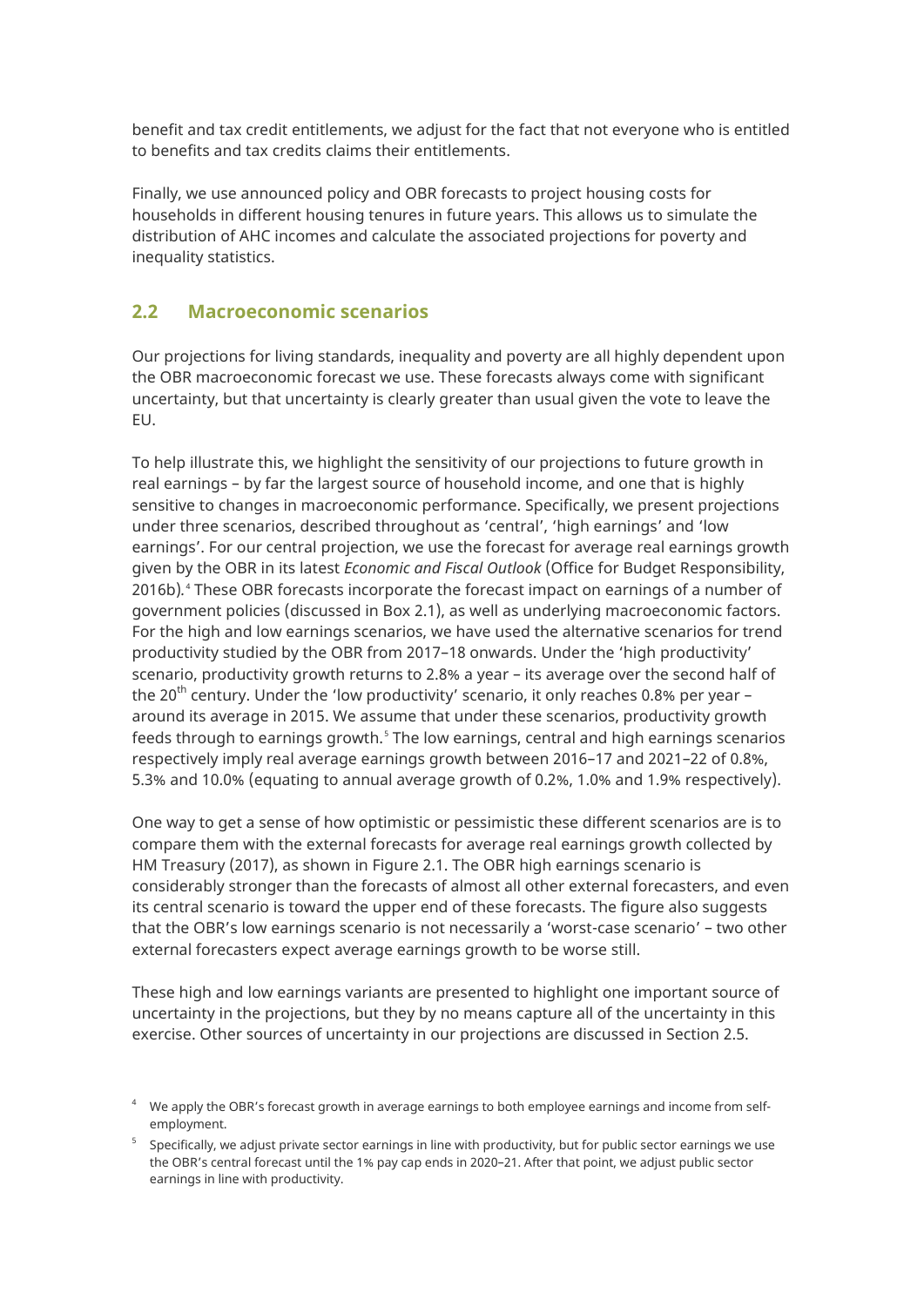benefit and tax credit entitlements, we adjust for the fact that not everyone who is entitled to benefits and tax credits claims their entitlements.

Finally, we use announced policy and OBR forecasts to project housing costs for households in different housing tenures in future years. This allows us to simulate the distribution of AHC incomes and calculate the associated projections for poverty and inequality statistics.

## 2.2 Macroeconomic scenarios

Our projections for living standards, inequality and poverty are all highly dependent upon the OBR macroeconomic forecast we use. These forecasts always come with significant uncertainty, but that uncertainty is clearly greater than usual given the vote to leave the EU.

To help illustrate this, we highlight the sensitivity of our projections to future growth in real earnings – by far the largest source of household income, and one that is highly sensitive to changes in macroeconomic performance. Specifically, we present projections under three scenarios, described throughout as 'central', 'high earnings' and 'low earnings'. For our central projection, we use the forecast for average real earnings growth given by the OBR in its latest *Economic and Fiscal Outlook* (Office for Budget Responsibility, 2016b).[4] These OBR forecasts incorporate the forecast impact on earnings of a number of government policies (discussed in Box 2.1), as well as underlying macroeconomic factors. For the high and low earnings scenarios, we have used the alternative scenarios for trend productivity studied by the OBR from 2017–18 onwards. Under the 'high productivity' scenario, productivity growth returns to 2.8% a year – its average over the second half of the 20th century. Under the 'low productivity' scenario, it only reaches 0.8% per year – around its average in 2015. We assume that under these scenarios, productivity growth feeds through to earnings growth.[5] The low earnings, central and high earnings scenarios respectively imply real average earnings growth between 2016–17 and 2021–22 of 0.8%, 5.3% and 10.0% (equating to annual average growth of 0.2%, 1.0% and 1.9% respectively).

One way to get a sense of how optimistic or pessimistic these different scenarios are is to compare them with the external forecasts for average real earnings growth collected by HM Treasury (2017), as shown in Figure 2.1. The OBR high earnings scenario is considerably stronger than the forecasts of almost all other external forecasters, and even its central scenario is toward the upper end of these forecasts. The figure also suggests that the OBR's low earnings scenario is not necessarily a 'worst-case scenario' – two other external forecasters expect average earnings growth to be worse still.

These high and low earnings variants are presented to highlight one important source of uncertainty in the projections, but they by no means capture all of the uncertainty in this exercise. Other sources of uncertainty in our projections are discussed in Section 2.5.

[4] We apply the OBR's forecast growth in average earnings to both employee earnings and income from self-employment.

[5] Specifically, we adjust private sector earnings in line with productivity, but for public sector earnings we use the OBR's central forecast until the 1% pay cap ends in 2020–21. After that point, we adjust public sector earnings in line with productivity.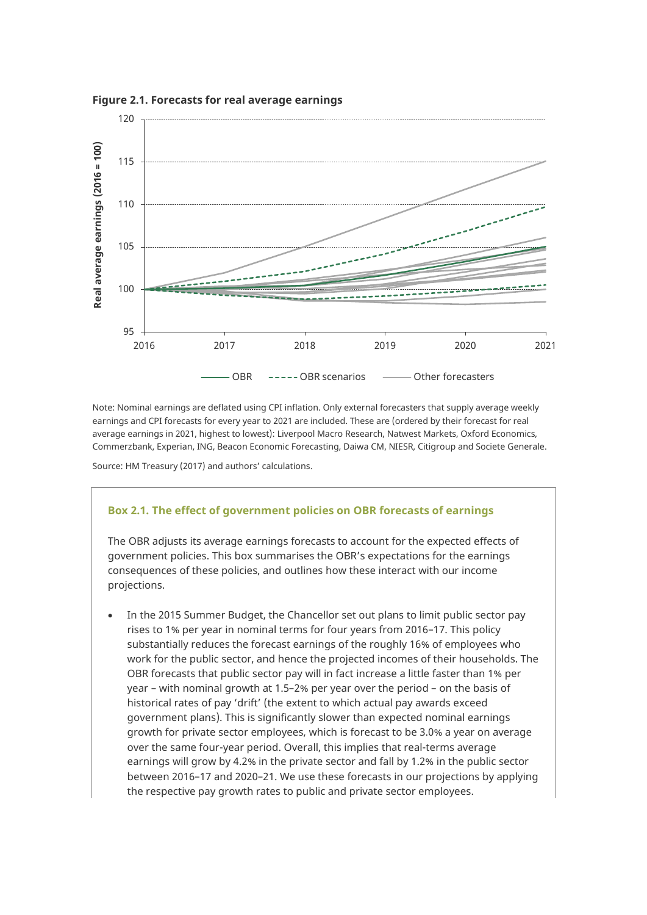**Figure 2.1. Forecasts for real average earnings**

Note: Nominal earnings are deflated using CPI inflation. Only external forecasters that supply average weekly earnings and CPI forecasts for every year to 2021 are included. These are (ordered by their forecast for real average earnings in 2021, highest to lowest): Liverpool Macro Research, Natwest Markets, Oxford Economics, Commerzbank, Experian, ING, Beacon Economic Forecasting, Daiwa CM, NIESR, Citigroup and Societe Generale.

Source: HM Treasury (2017) and authors' calculations.

### Box 2.1. The effect of government policies on OBR forecasts of earnings

The OBR adjusts its average earnings forecasts to account for the expected effects of government policies. This box summarises the OBR's expectations for the earnings consequences of these policies, and outlines how these interact with our income projections.

- In the 2015 Summer Budget, the Chancellor set out plans to limit public sector pay rises to 1% per year in nominal terms for four years from 2016–17. This policy substantially reduces the forecast earnings of the roughly 16% of employees who work for the public sector, and hence the projected incomes of their households. The OBR forecasts that public sector pay will in fact increase a little faster than 1% per year – with nominal growth at 1.5–2% per year over the period – on the basis of historical rates of pay 'drift' (the extent to which actual pay awards exceed government plans). This is significantly slower than expected nominal earnings growth for private sector employees, which is forecast to be 3.0% a year on average over the same four-year period. Overall, this implies that real-terms average earnings will grow by 4.2% in the private sector and fall by 1.2% in the public sector between 2016–17 and 2020–21. We use these forecasts in our projections by applying the respective pay growth rates to public and private sector employees.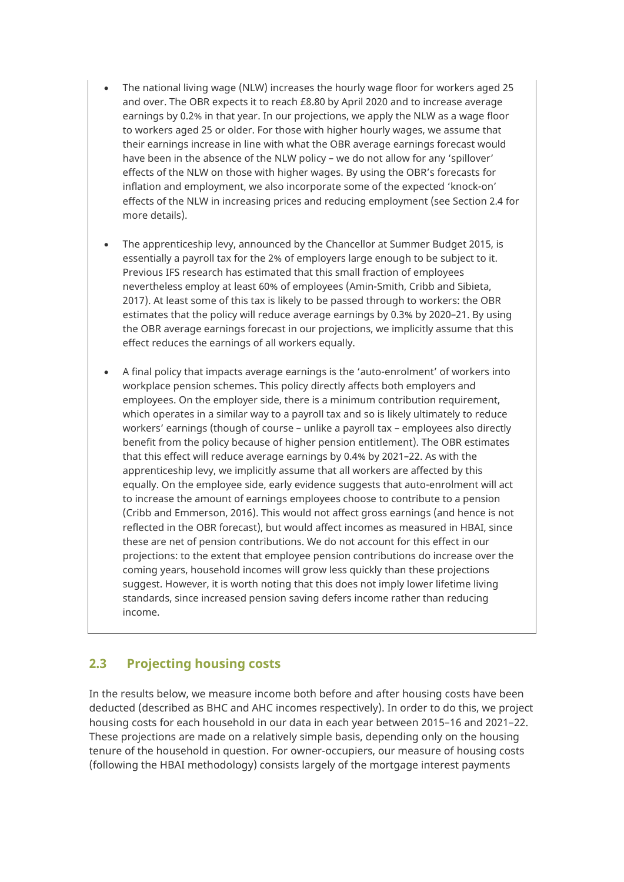- The national living wage (NLW) increases the hourly wage floor for workers aged 25 and over. The OBR expects it to reach £8.80 by April 2020 and to increase average earnings by 0.2% in that year. In our projections, we apply the NLW as a wage floor to workers aged 25 or older. For those with higher hourly wages, we assume that their earnings increase in line with what the OBR average earnings forecast would have been in the absence of the NLW policy – we do not allow for any 'spillover' effects of the NLW on those with higher wages. By using the OBR's forecasts for inflation and employment, we also incorporate some of the expected 'knock-on' effects of the NLW in increasing prices and reducing employment (see Section 2.4 for more details).

- The apprenticeship levy, announced by the Chancellor at Summer Budget 2015, is essentially a payroll tax for the 2% of employers large enough to be subject to it. Previous IFS research has estimated that this small fraction of employees nevertheless employ at least 60% of employees (Amin-Smith, Cribb and Sibieta, 2017). At least some of this tax is likely to be passed through to workers: the OBR estimates that the policy will reduce average earnings by 0.3% by 2020–21. By using the OBR average earnings forecast in our projections, we implicitly assume that this effect reduces the earnings of all workers equally.

- A final policy that impacts average earnings is the 'auto-enrolment' of workers into workplace pension schemes. This policy directly affects both employers and employees. On the employer side, there is a minimum contribution requirement, which operates in a similar way to a payroll tax and so is likely ultimately to reduce workers' earnings (though of course – unlike a payroll tax – employees also directly benefit from the policy because of higher pension entitlement). The OBR estimates that this effect will reduce average earnings by 0.4% by 2021–22. As with the apprenticeship levy, we implicitly assume that all workers are affected by this equally. On the employee side, early evidence suggests that auto-enrolment will act to increase the amount of earnings employees choose to contribute to a pension (Cribb and Emmerson, 2016). This would not affect gross earnings (and hence is not reflected in the OBR forecast), but would affect incomes as measured in HBAI, since these are net of pension contributions. We do not account for this effect in our projections: to the extent that employee pension contributions do increase over the coming years, household incomes will grow less quickly than these projections suggest. However, it is worth noting that this does not imply lower lifetime living standards, since increased pension saving defers income rather than reducing income.

## 2.3 Projecting housing costs

In the results below, we measure income both before and after housing costs have been deducted (described as BHC and AHC incomes respectively). In order to do this, we project housing costs for each household in our data in each year between 2015–16 and 2021–22. These projections are made on a relatively simple basis, depending only on the housing tenure of the household in question. For owner-occupiers, our measure of housing costs (following the HBAI methodology) consists largely of the mortgage interest payments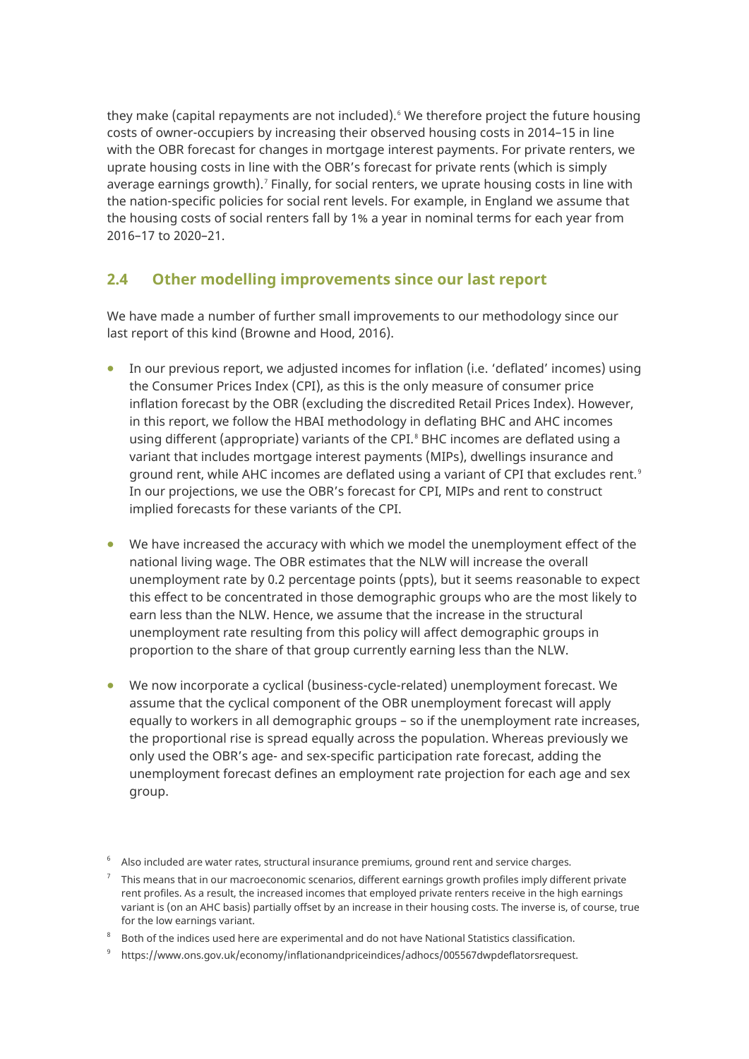they make (capital repayments are not included).[6] We therefore project the future housing costs of owner-occupiers by increasing their observed housing costs in 2014–15 in line with the OBR forecast for changes in mortgage interest payments. For private renters, we uprate housing costs in line with the OBR's forecast for private rents (which is simply average earnings growth).[7] Finally, for social renters, we uprate housing costs in line with the nation-specific policies for social rent levels. For example, in England we assume that the housing costs of social renters fall by 1% a year in nominal terms for each year from 2016–17 to 2020–21.

## 2.4 Other modelling improvements since our last report

We have made a number of further small improvements to our methodology since our last report of this kind (Browne and Hood, 2016).

- In our previous report, we adjusted incomes for inflation (i.e. 'deflated' incomes) using the Consumer Prices Index (CPI), as this is the only measure of consumer price inflation forecast by the OBR (excluding the discredited Retail Prices Index). However, in this report, we follow the HBAI methodology in deflating BHC and AHC incomes using different (appropriate) variants of the CPI.[8] BHC incomes are deflated using a variant that includes mortgage interest payments (MIPs), dwellings insurance and ground rent, while AHC incomes are deflated using a variant of CPI that excludes rent.[9] In our projections, we use the OBR's forecast for CPI, MIPs and rent to construct implied forecasts for these variants of the CPI.

- We have increased the accuracy with which we model the unemployment effect of the national living wage. The OBR estimates that the NLW will increase the overall unemployment rate by 0.2 percentage points (ppts), but it seems reasonable to expect this effect to be concentrated in those demographic groups who are the most likely to earn less than the NLW. Hence, we assume that the increase in the structural unemployment rate resulting from this policy will affect demographic groups in proportion to the share of that group currently earning less than the NLW.

- We now incorporate a cyclical (business-cycle-related) unemployment forecast. We assume that the cyclical component of the OBR unemployment forecast will apply equally to workers in all demographic groups – so if the unemployment rate increases, the proportional rise is spread equally across the population. Whereas previously we only used the OBR's age- and sex-specific participation rate forecast, adding the unemployment forecast defines an employment rate projection for each age and sex group.

---

[6] Also included are water rates, structural insurance premiums, ground rent and service charges.

[7] This means that in our macroeconomic scenarios, different earnings growth profiles imply different private rent profiles. As a result, the increased incomes that employed private renters receive in the high earnings variant is (on an AHC basis) partially offset by an increase in their housing costs. The inverse is, of course, true for the low earnings variant.

[8] Both of the indices used here are experimental and do not have National Statistics classification.

[9] https://www.ons.gov.uk/economy/inflationandpriceindices/adhocs/005567dwpdeflatorsrequest.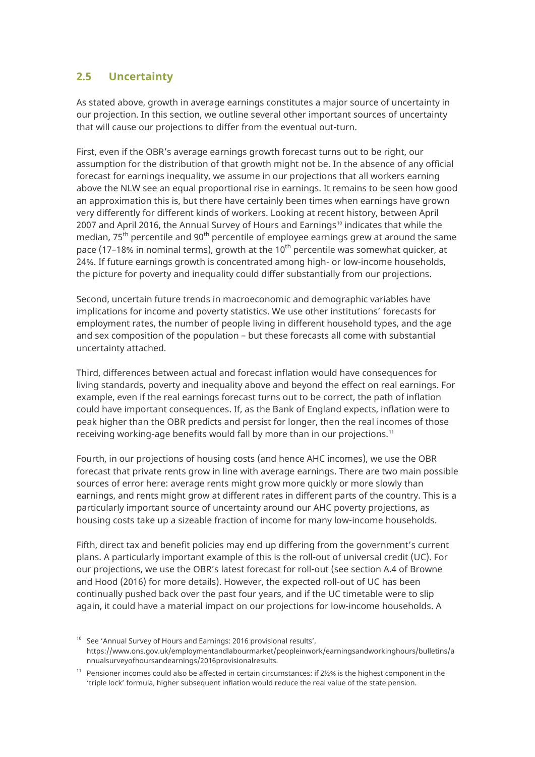## 2.5 Uncertainty

As stated above, growth in average earnings constitutes a major source of uncertainty in our projection. In this section, we outline several other important sources of uncertainty that will cause our projections to differ from the eventual out-turn.

First, even if the OBR's average earnings growth forecast turns out to be right, our assumption for the distribution of that growth might not be. In the absence of any official forecast for earnings inequality, we assume in our projections that all workers earning above the NLW see an equal proportional rise in earnings. It remains to be seen how good an approximation this is, but there have certainly been times when earnings have grown very differently for different kinds of workers. Looking at recent history, between April 2007 and April 2016, the Annual Survey of Hours and Earnings[10] indicates that while the median, 75th percentile and 90th percentile of employee earnings grew at around the same pace (17–18% in nominal terms), growth at the 10th percentile was somewhat quicker, at 24%. If future earnings growth is concentrated among high- or low-income households, the picture for poverty and inequality could differ substantially from our projections.

Second, uncertain future trends in macroeconomic and demographic variables have implications for income and poverty statistics. We use other institutions' forecasts for employment rates, the number of people living in different household types, and the age and sex composition of the population – but these forecasts all come with substantial uncertainty attached.

Third, differences between actual and forecast inflation would have consequences for living standards, poverty and inequality above and beyond the effect on real earnings. For example, even if the real earnings forecast turns out to be correct, the path of inflation could have important consequences. If, as the Bank of England expects, inflation were to peak higher than the OBR predicts and persist for longer, then the real incomes of those receiving working-age benefits would fall by more than in our projections.[11]

Fourth, in our projections of housing costs (and hence AHC incomes), we use the OBR forecast that private rents grow in line with average earnings. There are two main possible sources of error here: average rents might grow more quickly or more slowly than earnings, and rents might grow at different rates in different parts of the country. This is a particularly important source of uncertainty around our AHC poverty projections, as housing costs take up a sizeable fraction of income for many low-income households.

Fifth, direct tax and benefit policies may end up differing from the government's current plans. A particularly important example of this is the roll-out of universal credit (UC). For our projections, we use the OBR's latest forecast for roll-out (see section A.4 of Browne and Hood (2016) for more details). However, the expected roll-out of UC has been continually pushed back over the past four years, and if the UC timetable were to slip again, it could have a material impact on our projections for low-income households. A

[10] See 'Annual Survey of Hours and Earnings: 2016 provisional results', https://www.ons.gov.uk/employmentandlabourmarket/peopleinwork/earningsandworkinghours/bulletins/annualsurveyofhoursandearnings/2016provisionalresults.

[11] Pensioner incomes could also be affected in certain circumstances: if 2½% is the highest component in the 'triple lock' formula, higher subsequent inflation would reduce the real value of the state pension.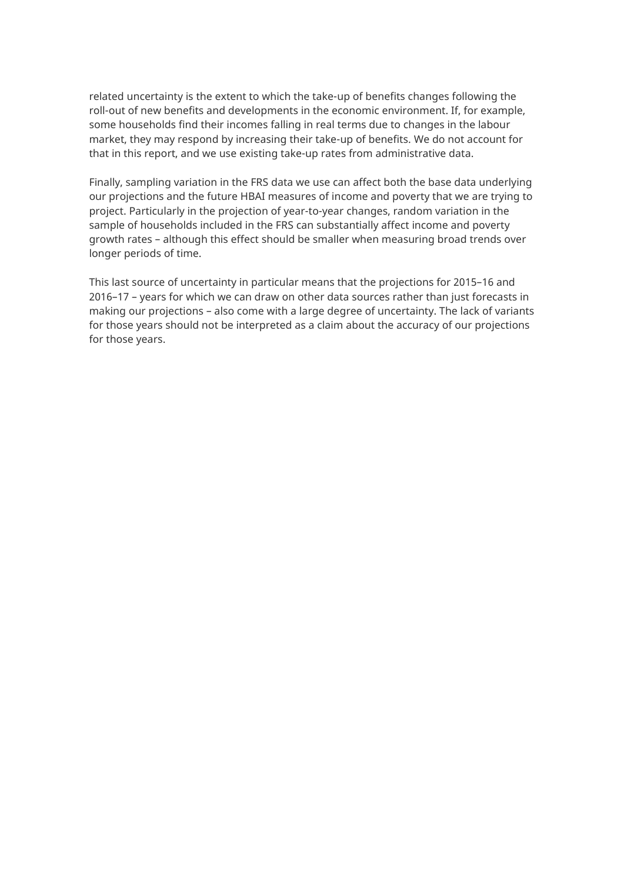related uncertainty is the extent to which the take-up of benefits changes following the roll-out of new benefits and developments in the economic environment. If, for example, some households find their incomes falling in real terms due to changes in the labour market, they may respond by increasing their take-up of benefits. We do not account for that in this report, and we use existing take-up rates from administrative data.

Finally, sampling variation in the FRS data we use can affect both the base data underlying our projections and the future HBAI measures of income and poverty that we are trying to project. Particularly in the projection of year-to-year changes, random variation in the sample of households included in the FRS can substantially affect income and poverty growth rates – although this effect should be smaller when measuring broad trends over longer periods of time.

This last source of uncertainty in particular means that the projections for 2015–16 and 2016–17 – years for which we can draw on other data sources rather than just forecasts in making our projections – also come with a large degree of uncertainty. The lack of variants for those years should not be interpreted as a claim about the accuracy of our projections for those years.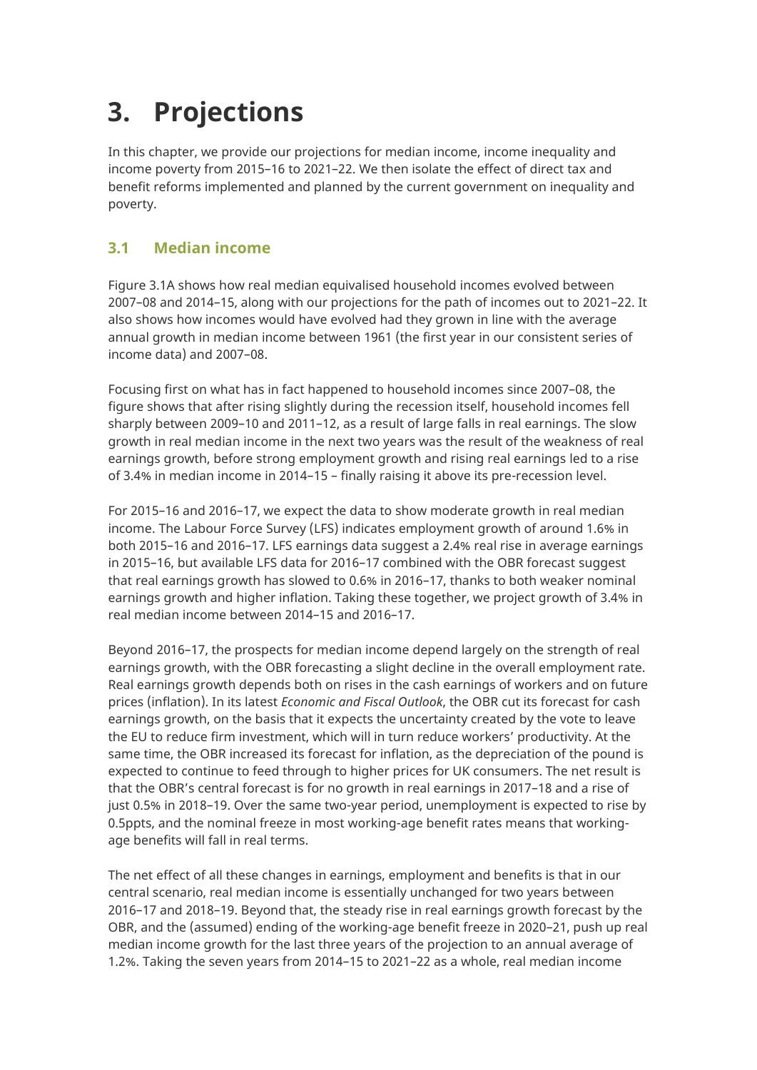# 3. Projections

In this chapter, we provide our projections for median income, income inequality and income poverty from 2015–16 to 2021–22. We then isolate the effect of direct tax and benefit reforms implemented and planned by the current government on inequality and poverty.

## 3.1 Median income

Figure 3.1A shows how real median equivalised household incomes evolved between 2007–08 and 2014–15, along with our projections for the path of incomes out to 2021–22. It also shows how incomes would have evolved had they grown in line with the average annual growth in median income between 1961 (the first year in our consistent series of income data) and 2007–08.

Focusing first on what has in fact happened to household incomes since 2007–08, the figure shows that after rising slightly during the recession itself, household incomes fell sharply between 2009–10 and 2011–12, as a result of large falls in real earnings. The slow growth in real median income in the next two years was the result of the weakness of real earnings growth, before strong employment growth and rising real earnings led to a rise of 3.4% in median income in 2014–15 – finally raising it above its pre-recession level.

For 2015–16 and 2016–17, we expect the data to show moderate growth in real median income. The Labour Force Survey (LFS) indicates employment growth of around 1.6% in both 2015–16 and 2016–17. LFS earnings data suggest a 2.4% real rise in average earnings in 2015–16, but available LFS data for 2016–17 combined with the OBR forecast suggest that real earnings growth has slowed to 0.6% in 2016–17, thanks to both weaker nominal earnings growth and higher inflation. Taking these together, we project growth of 3.4% in real median income between 2014–15 and 2016–17.

Beyond 2016–17, the prospects for median income depend largely on the strength of real earnings growth, with the OBR forecasting a slight decline in the overall employment rate. Real earnings growth depends both on rises in the cash earnings of workers and on future prices (inflation). In its latest *Economic and Fiscal Outlook*, the OBR cut its forecast for cash earnings growth, on the basis that it expects the uncertainty created by the vote to leave the EU to reduce firm investment, which will in turn reduce workers' productivity. At the same time, the OBR increased its forecast for inflation, as the depreciation of the pound is expected to continue to feed through to higher prices for UK consumers. The net result is that the OBR's central forecast is for no growth in real earnings in 2017–18 and a rise of just 0.5% in 2018–19. Over the same two-year period, unemployment is expected to rise by 0.5ppts, and the nominal freeze in most working-age benefit rates means that working-age benefits will fall in real terms.

The net effect of all these changes in earnings, employment and benefits is that in our central scenario, real median income is essentially unchanged for two years between 2016–17 and 2018–19. Beyond that, the steady rise in real earnings growth forecast by the OBR, and the (assumed) ending of the working-age benefit freeze in 2020–21, push up real median income growth for the last three years of the projection to an annual average of 1.2%. Taking the seven years from 2014–15 to 2021–22 as a whole, real median income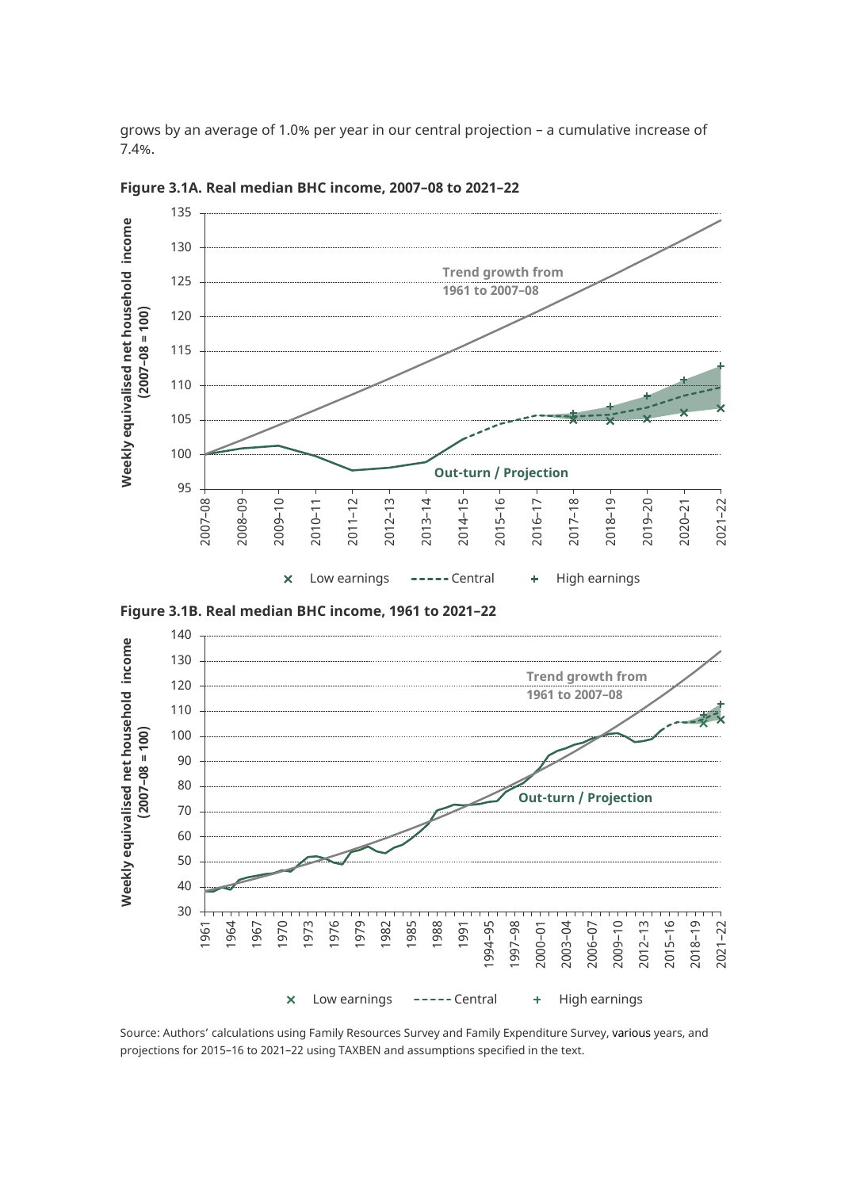grows by an average of 1.0% per year in our central projection – a cumulative increase of 7.4%.

**Figure 3.1A. Real median BHC income, 2007–08 to 2021–22**

**Figure 3.1B. Real median BHC income, 1961 to 2021–22**

Source: Authors' calculations using Family Resources Survey and Family Expenditure Survey, various years, and projections for 2015–16 to 2021–22 using TAXBEN and assumptions specified in the text.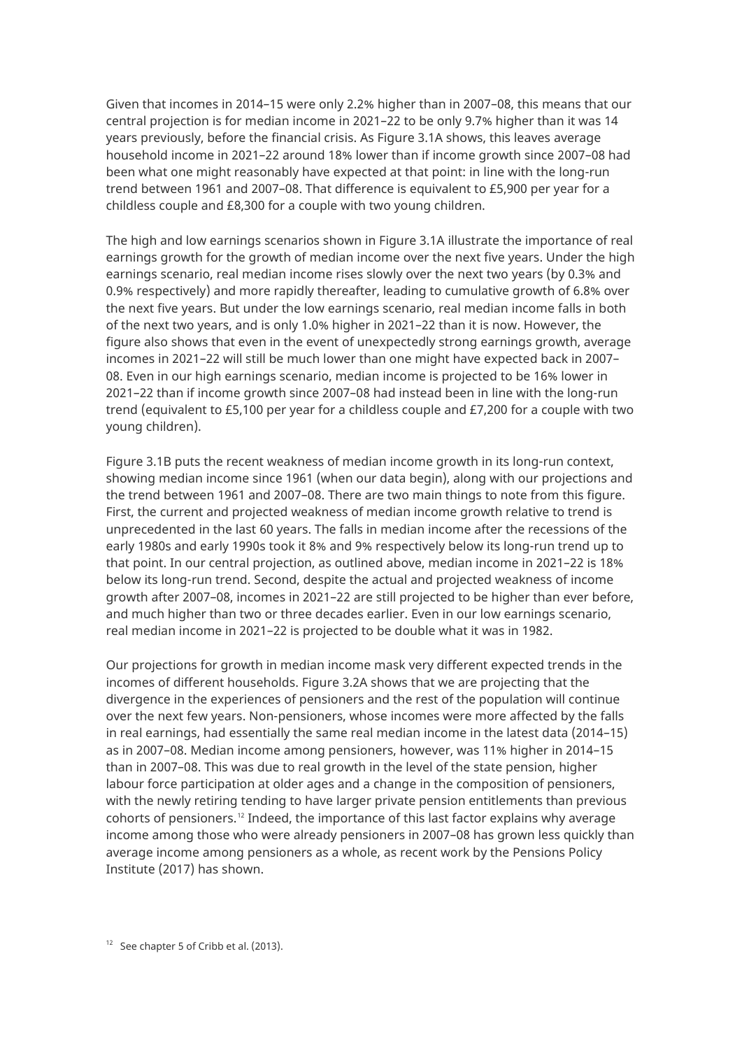Given that incomes in 2014–15 were only 2.2% higher than in 2007–08, this means that our central projection is for median income in 2021–22 to be only 9.7% higher than it was 14 years previously, before the financial crisis. As Figure 3.1A shows, this leaves average household income in 2021–22 around 18% lower than if income growth since 2007–08 had been what one might reasonably have expected at that point: in line with the long-run trend between 1961 and 2007–08. That difference is equivalent to £5,900 per year for a childless couple and £8,300 for a couple with two young children.

The high and low earnings scenarios shown in Figure 3.1A illustrate the importance of real earnings growth for the growth of median income over the next five years. Under the high earnings scenario, real median income rises slowly over the next two years (by 0.3% and 0.9% respectively) and more rapidly thereafter, leading to cumulative growth of 6.8% over the next five years. But under the low earnings scenario, real median income falls in both of the next two years, and is only 1.0% higher in 2021–22 than it is now. However, the figure also shows that even in the event of unexpectedly strong earnings growth, average incomes in 2021–22 will still be much lower than one might have expected back in 2007–08. Even in our high earnings scenario, median income is projected to be 16% lower in 2021–22 than if income growth since 2007–08 had instead been in line with the long-run trend (equivalent to £5,100 per year for a childless couple and £7,200 for a couple with two young children).

Figure 3.1B puts the recent weakness of median income growth in its long-run context, showing median income since 1961 (when our data begin), along with our projections and the trend between 1961 and 2007–08. There are two main things to note from this figure. First, the current and projected weakness of median income growth relative to trend is unprecedented in the last 60 years. The falls in median income after the recessions of the early 1980s and early 1990s took it 8% and 9% respectively below its long-run trend up to that point. In our central projection, as outlined above, median income in 2021–22 is 18% below its long-run trend. Second, despite the actual and projected weakness of income growth after 2007–08, incomes in 2021–22 are still projected to be higher than ever before, and much higher than two or three decades earlier. Even in our low earnings scenario, real median income in 2021–22 is projected to be double what it was in 1982.

Our projections for growth in median income mask very different expected trends in the incomes of different households. Figure 3.2A shows that we are projecting that the divergence in the experiences of pensioners and the rest of the population will continue over the next few years. Non-pensioners, whose incomes were more affected by the falls in real earnings, had essentially the same real median income in the latest data (2014–15) as in 2007–08. Median income among pensioners, however, was 11% higher in 2014–15 than in 2007–08. This was due to real growth in the level of the state pension, higher labour force participation at older ages and a change in the composition of pensioners, with the newly retiring tending to have larger private pension entitlements than previous cohorts of pensioners.[12] Indeed, the importance of this last factor explains why average income among those who were already pensioners in 2007–08 has grown less quickly than average income among pensioners as a whole, as recent work by the Pensions Policy Institute (2017) has shown.

[12] See chapter 5 of Cribb et al. (2013).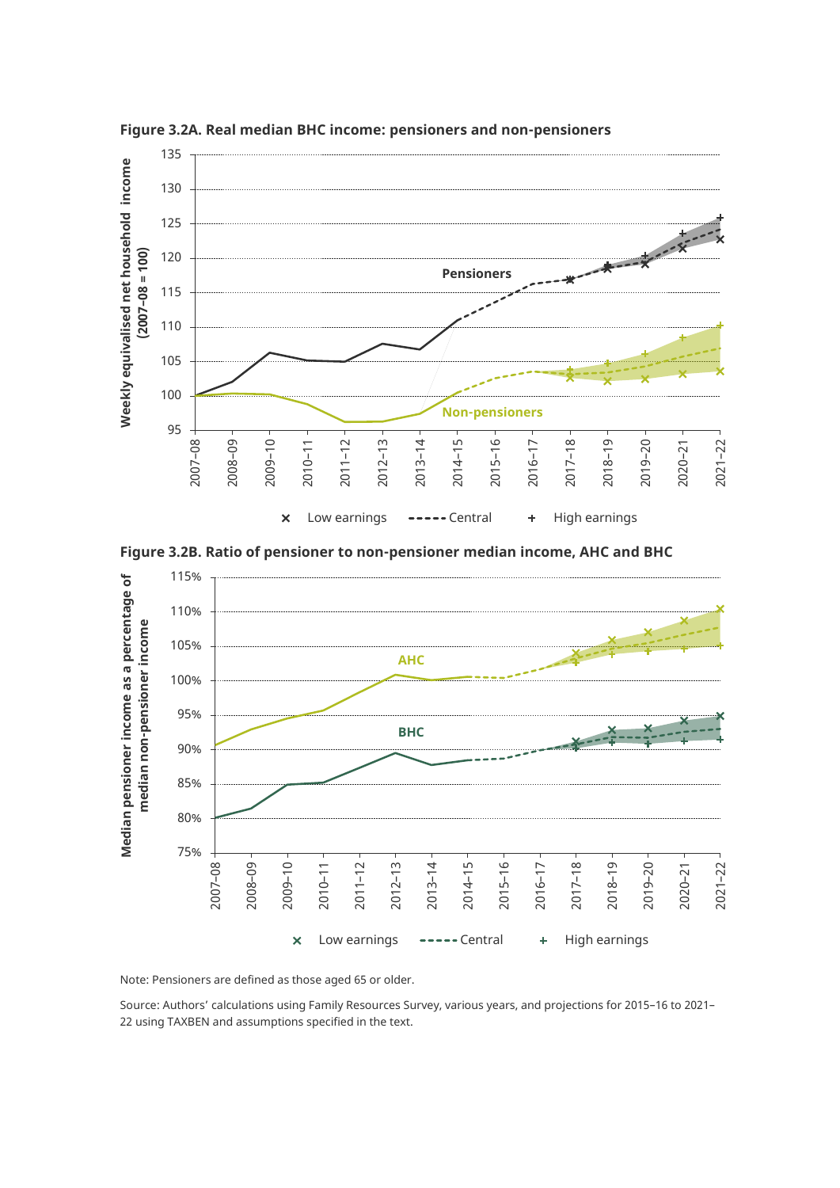**Figure 3.2A. Real median BHC income: pensioners and non-pensioners**

**Figure 3.2B. Ratio of pensioner to non-pensioner median income, AHC and BHC**

Note: Pensioners are defined as those aged 65 or older.

Source: Authors' calculations using Family Resources Survey, various years, and projections for 2015–16 to 2021–22 using TAXBEN and assumptions specified in the text.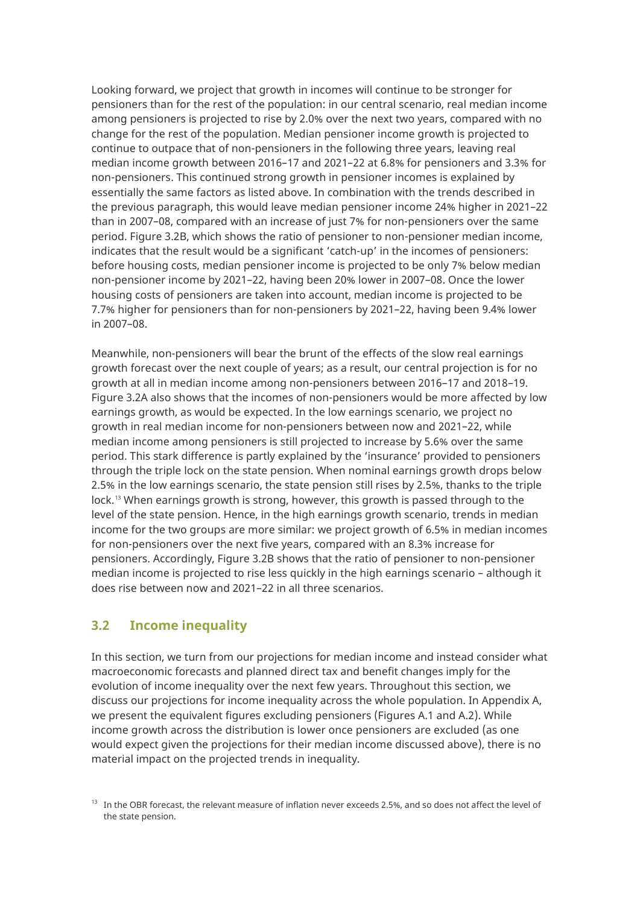Looking forward, we project that growth in incomes will continue to be stronger for pensioners than for the rest of the population: in our central scenario, real median income among pensioners is projected to rise by 2.0% over the next two years, compared with no change for the rest of the population. Median pensioner income growth is projected to continue to outpace that of non-pensioners in the following three years, leaving real median income growth between 2016–17 and 2021–22 at 6.8% for pensioners and 3.3% for non-pensioners. This continued strong growth in pensioner incomes is explained by essentially the same factors as listed above. In combination with the trends described in the previous paragraph, this would leave median pensioner income 24% higher in 2021–22 than in 2007–08, compared with an increase of just 7% for non-pensioners over the same period. Figure 3.2B, which shows the ratio of pensioner to non-pensioner median income, indicates that the result would be a significant 'catch-up' in the incomes of pensioners: before housing costs, median pensioner income is projected to be only 7% below median non-pensioner income by 2021–22, having been 20% lower in 2007–08. Once the lower housing costs of pensioners are taken into account, median income is projected to be 7.7% higher for pensioners than for non-pensioners by 2021–22, having been 9.4% lower in 2007–08.

Meanwhile, non-pensioners will bear the brunt of the effects of the slow real earnings growth forecast over the next couple of years; as a result, our central projection is for no growth at all in median income among non-pensioners between 2016–17 and 2018–19. Figure 3.2A also shows that the incomes of non-pensioners would be more affected by low earnings growth, as would be expected. In the low earnings scenario, we project no growth in real median income for non-pensioners between now and 2021–22, while median income among pensioners is still projected to increase by 5.6% over the same period. This stark difference is partly explained by the 'insurance' provided to pensioners through the triple lock on the state pension. When nominal earnings growth drops below 2.5% in the low earnings scenario, the state pension still rises by 2.5%, thanks to the triple lock.[13] When earnings growth is strong, however, this growth is passed through to the level of the state pension. Hence, in the high earnings growth scenario, trends in median income for the two groups are more similar: we project growth of 6.5% in median incomes for non-pensioners over the next five years, compared with an 8.3% increase for pensioners. Accordingly, Figure 3.2B shows that the ratio of pensioner to non-pensioner median income is projected to rise less quickly in the high earnings scenario – although it does rise between now and 2021–22 in all three scenarios.

## 3.2 Income inequality

In this section, we turn from our projections for median income and instead consider what macroeconomic forecasts and planned direct tax and benefit changes imply for the evolution of income inequality over the next few years. Throughout this section, we discuss our projections for income inequality across the whole population. In Appendix A, we present the equivalent figures excluding pensioners (Figures A.1 and A.2). While income growth across the distribution is lower once pensioners are excluded (as one would expect given the projections for their median income discussed above), there is no material impact on the projected trends in inequality.

[13] In the OBR forecast, the relevant measure of inflation never exceeds 2.5%, and so does not affect the level of the state pension.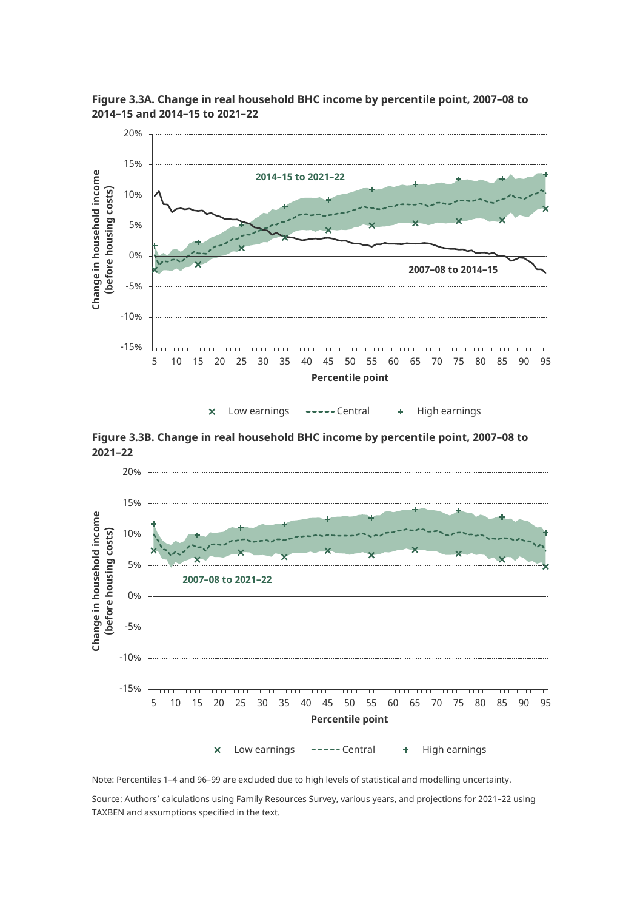**Figure 3.3A. Change in real household BHC income by percentile point, 2007–08 to 2014–15 and 2014–15 to 2021–22**

**Figure 3.3B. Change in real household BHC income by percentile point, 2007–08 to 2021–22**

Note: Percentiles 1–4 and 96–99 are excluded due to high levels of statistical and modelling uncertainty.

Source: Authors' calculations using Family Resources Survey, various years, and projections for 2021–22 using TAXBEN and assumptions specified in the text.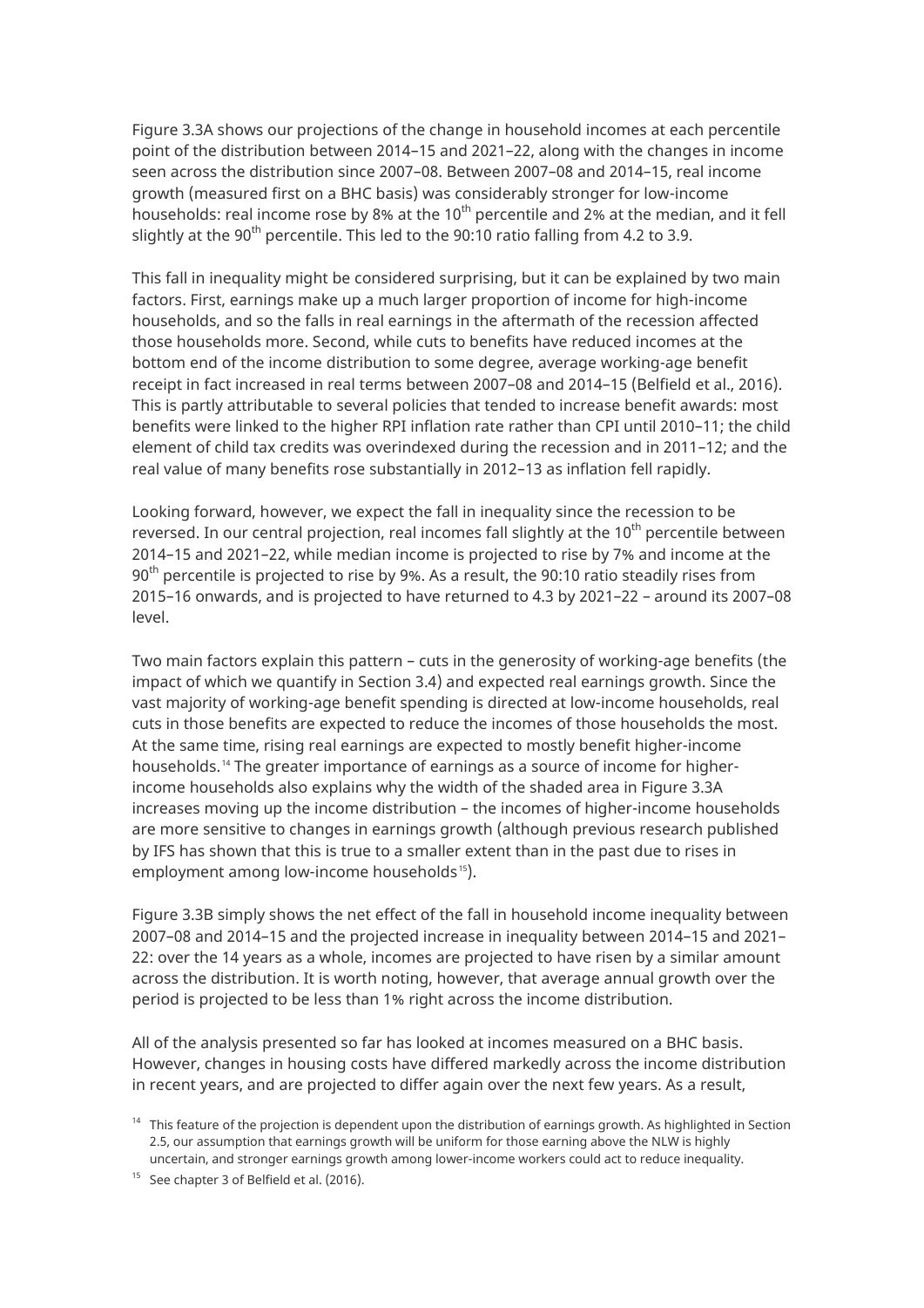Figure 3.3A shows our projections of the change in household incomes at each percentile point of the distribution between 2014–15 and 2021–22, along with the changes in income seen across the distribution since 2007–08. Between 2007–08 and 2014–15, real income growth (measured first on a BHC basis) was considerably stronger for low-income households: real income rose by 8% at the 10$^{th}$ percentile and 2% at the median, and it fell slightly at the 90$^{th}$ percentile. This led to the 90:10 ratio falling from 4.2 to 3.9.

This fall in inequality might be considered surprising, but it can be explained by two main factors. First, earnings make up a much larger proportion of income for high-income households, and so the falls in real earnings in the aftermath of the recession affected those households more. Second, while cuts to benefits have reduced incomes at the bottom end of the income distribution to some degree, average working-age benefit receipt in fact increased in real terms between 2007–08 and 2014–15 (Belfield et al., 2016). This is partly attributable to several policies that tended to increase benefit awards: most benefits were linked to the higher RPI inflation rate rather than CPI until 2010–11; the child element of child tax credits was overindexed during the recession and in 2011–12; and the real value of many benefits rose substantially in 2012–13 as inflation fell rapidly.

Looking forward, however, we expect the fall in inequality since the recession to be reversed. In our central projection, real incomes fall slightly at the 10$^{th}$ percentile between 2014–15 and 2021–22, while median income is projected to rise by 7% and income at the 90$^{th}$ percentile is projected to rise by 9%. As a result, the 90:10 ratio steadily rises from 2015–16 onwards, and is projected to have returned to 4.3 by 2021–22 – around its 2007–08 level.

Two main factors explain this pattern – cuts in the generosity of working-age benefits (the impact of which we quantify in Section 3.4) and expected real earnings growth. Since the vast majority of working-age benefit spending is directed at low-income households, real cuts in those benefits are expected to reduce the incomes of those households the most. At the same time, rising real earnings are expected to mostly benefit higher-income households.[14] The greater importance of earnings as a source of income for higher-income households also explains why the width of the shaded area in Figure 3.3A increases moving up the income distribution – the incomes of higher-income households are more sensitive to changes in earnings growth (although previous research published by IFS has shown that this is true to a smaller extent than in the past due to rises in employment among low-income households[15]).

Figure 3.3B simply shows the net effect of the fall in household income inequality between 2007–08 and 2014–15 and the projected increase in inequality between 2014–15 and 2021–22: over the 14 years as a whole, incomes are projected to have risen by a similar amount across the distribution. It is worth noting, however, that average annual growth over the period is projected to be less than 1% right across the income distribution.

All of the analysis presented so far has looked at incomes measured on a BHC basis. However, changes in housing costs have differed markedly across the income distribution in recent years, and are projected to differ again over the next few years. As a result,

[14] This feature of the projection is dependent upon the distribution of earnings growth. As highlighted in Section 2.5, our assumption that earnings growth will be uniform for those earning above the NLW is highly uncertain, and stronger earnings growth among lower-income workers could act to reduce inequality.

[15] See chapter 3 of Belfield et al. (2016).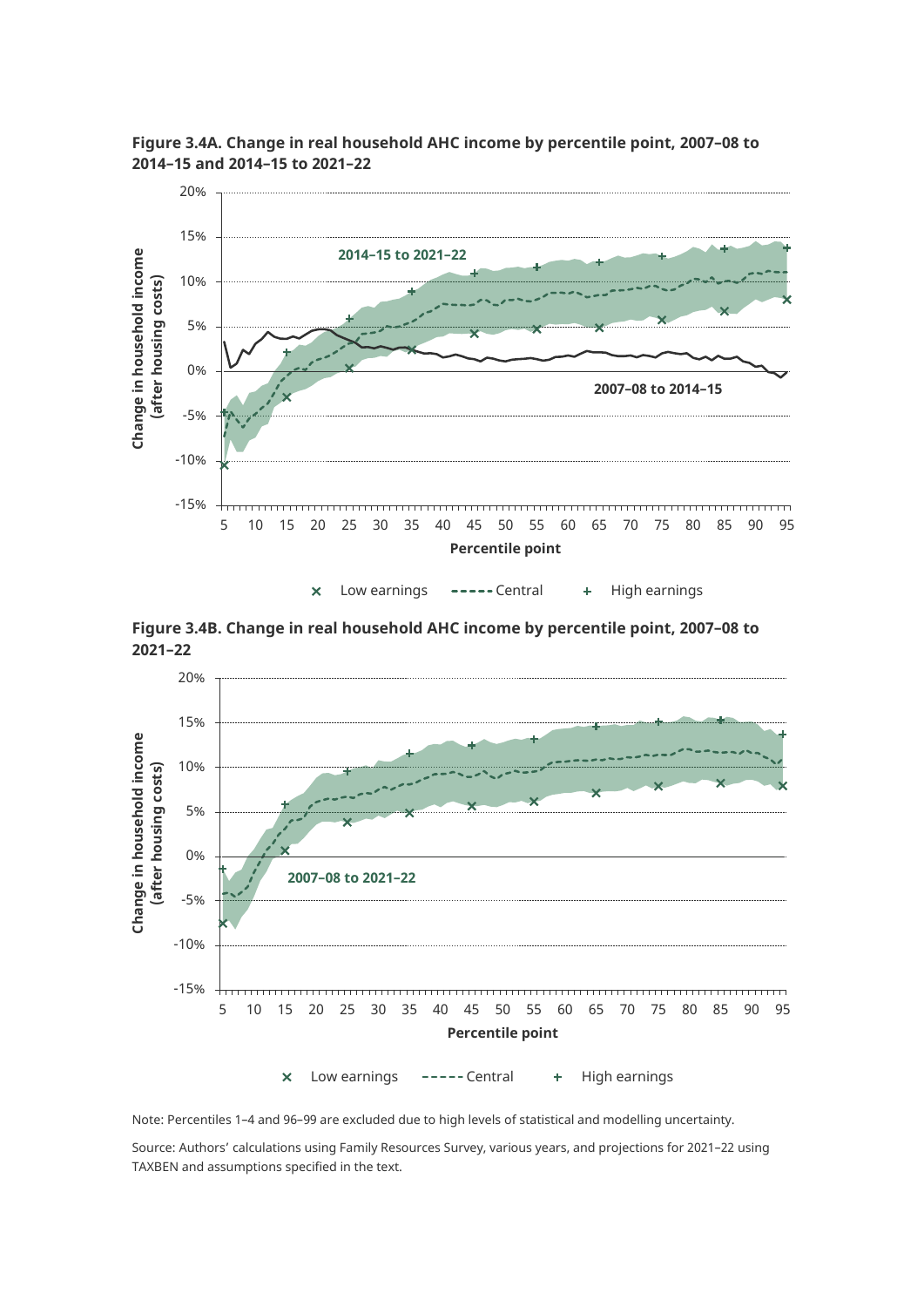**Figure 3.4A. Change in real household AHC income by percentile point, 2007–08 to 2014–15 and 2014–15 to 2021–22**

**Figure 3.4B. Change in real household AHC income by percentile point, 2007–08 to 2021–22**

Note: Percentiles 1–4 and 96–99 are excluded due to high levels of statistical and modelling uncertainty.

Source: Authors' calculations using Family Resources Survey, various years, and projections for 2021–22 using TAXBEN and assumptions specified in the text.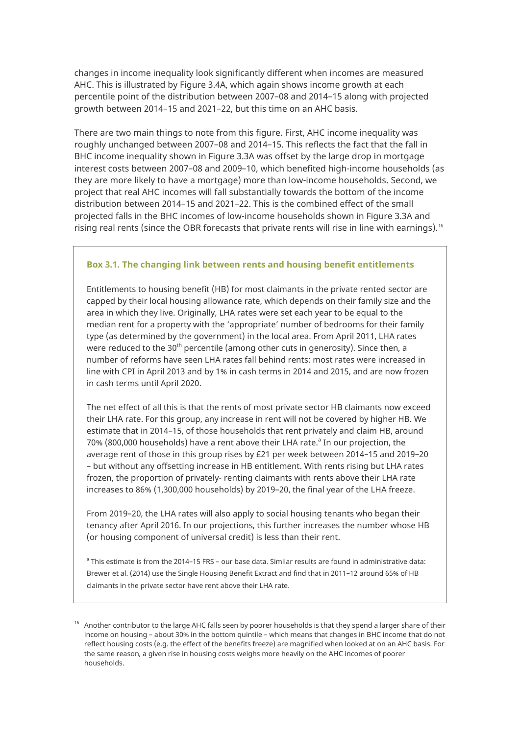changes in income inequality look significantly different when incomes are measured AHC. This is illustrated by Figure 3.4A, which again shows income growth at each percentile point of the distribution between 2007–08 and 2014–15 along with projected growth between 2014–15 and 2021–22, but this time on an AHC basis.

There are two main things to note from this figure. First, AHC income inequality was roughly unchanged between 2007–08 and 2014–15. This reflects the fact that the fall in BHC income inequality shown in Figure 3.3A was offset by the large drop in mortgage interest costs between 2007–08 and 2009–10, which benefited high-income households (as they are more likely to have a mortgage) more than low-income households. Second, we project that real AHC incomes will fall substantially towards the bottom of the income distribution between 2014–15 and 2021–22. This is the combined effect of the small projected falls in the BHC incomes of low-income households shown in Figure 3.3A and rising real rents (since the OBR forecasts that private rents will rise in line with earnings).[16]

**Box 3.1. The changing link between rents and housing benefit entitlements**

Entitlements to housing benefit (HB) for most claimants in the private rented sector are capped by their local housing allowance rate, which depends on their family size and the area in which they live. Originally, LHA rates were set each year to be equal to the median rent for a property with the 'appropriate' number of bedrooms for their family type (as determined by the government) in the local area. From April 2011, LHA rates were reduced to the 30th percentile (among other cuts in generosity). Since then, a number of reforms have seen LHA rates fall behind rents: most rates were increased in line with CPI in April 2013 and by 1% in cash terms in 2014 and 2015, and are now frozen in cash terms until April 2020.

The net effect of all this is that the rents of most private sector HB claimants now exceed their LHA rate. For this group, any increase in rent will not be covered by higher HB. We estimate that in 2014–15, of those households that rent privately and claim HB, around 70% (800,000 households) have a rent above their LHA rate.[a] In our projection, the average rent of those in this group rises by £21 per week between 2014–15 and 2019–20 – but without any offsetting increase in HB entitlement. With rents rising but LHA rates frozen, the proportion of privately- renting claimants with rents above their LHA rate increases to 86% (1,300,000 households) by 2019–20, the final year of the LHA freeze.

From 2019–20, the LHA rates will also apply to social housing tenants who began their tenancy after April 2016. In our projections, this further increases the number whose HB (or housing component of universal credit) is less than their rent.

[a] This estimate is from the 2014–15 FRS – our base data. Similar results are found in administrative data: Brewer et al. (2014) use the Single Housing Benefit Extract and find that in 2011–12 around 65% of HB claimants in the private sector have rent above their LHA rate.

[16] Another contributor to the large AHC falls seen by poorer households is that they spend a larger share of their income on housing – about 30% in the bottom quintile – which means that changes in BHC income that do not reflect housing costs (e.g. the effect of the benefits freeze) are magnified when looked at on an AHC basis. For the same reason, a given rise in housing costs weighs more heavily on the AHC incomes of poorer households.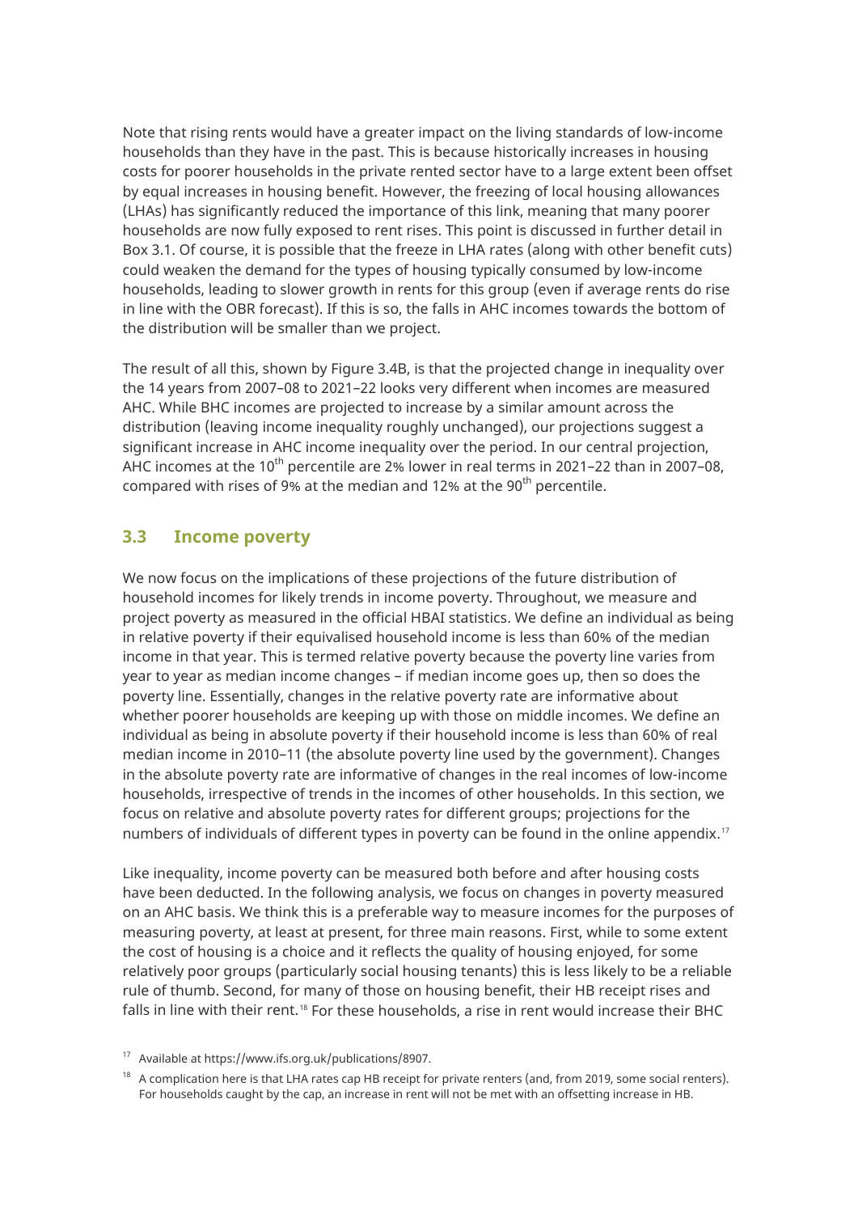Note that rising rents would have a greater impact on the living standards of low-income households than they have in the past. This is because historically increases in housing costs for poorer households in the private rented sector have to a large extent been offset by equal increases in housing benefit. However, the freezing of local housing allowances (LHAs) has significantly reduced the importance of this link, meaning that many poorer households are now fully exposed to rent rises. This point is discussed in further detail in Box 3.1. Of course, it is possible that the freeze in LHA rates (along with other benefit cuts) could weaken the demand for the types of housing typically consumed by low-income households, leading to slower growth in rents for this group (even if average rents do rise in line with the OBR forecast). If this is so, the falls in AHC incomes towards the bottom of the distribution will be smaller than we project.

The result of all this, shown by Figure 3.4B, is that the projected change in inequality over the 14 years from 2007–08 to 2021–22 looks very different when incomes are measured AHC. While BHC incomes are projected to increase by a similar amount across the distribution (leaving income inequality roughly unchanged), our projections suggest a significant increase in AHC income inequality over the period. In our central projection, AHC incomes at the 10th percentile are 2% lower in real terms in 2021–22 than in 2007–08, compared with rises of 9% at the median and 12% at the 90th percentile.

## 3.3 Income poverty

We now focus on the implications of these projections of the future distribution of household incomes for likely trends in income poverty. Throughout, we measure and project poverty as measured in the official HBAI statistics. We define an individual as being in relative poverty if their equivalised household income is less than 60% of the median income in that year. This is termed relative poverty because the poverty line varies from year to year as median income changes – if median income goes up, then so does the poverty line. Essentially, changes in the relative poverty rate are informative about whether poorer households are keeping up with those on middle incomes. We define an individual as being in absolute poverty if their household income is less than 60% of real median income in 2010–11 (the absolute poverty line used by the government). Changes in the absolute poverty rate are informative of changes in the real incomes of low-income households, irrespective of trends in the incomes of other households. In this section, we focus on relative and absolute poverty rates for different groups; projections for the numbers of individuals of different types in poverty can be found in the online appendix.[17]

Like inequality, income poverty can be measured both before and after housing costs have been deducted. In the following analysis, we focus on changes in poverty measured on an AHC basis. We think this is a preferable way to measure incomes for the purposes of measuring poverty, at least at present, for three main reasons. First, while to some extent the cost of housing is a choice and it reflects the quality of housing enjoyed, for some relatively poor groups (particularly social housing tenants) this is less likely to be a reliable rule of thumb. Second, for many of those on housing benefit, their HB receipt rises and falls in line with their rent.[18] For these households, a rise in rent would increase their BHC

[17] Available at https://www.ifs.org.uk/publications/8907.

[18] A complication here is that LHA rates cap HB receipt for private renters (and, from 2019, some social renters). For households caught by the cap, an increase in rent will not be met with an offsetting increase in HB.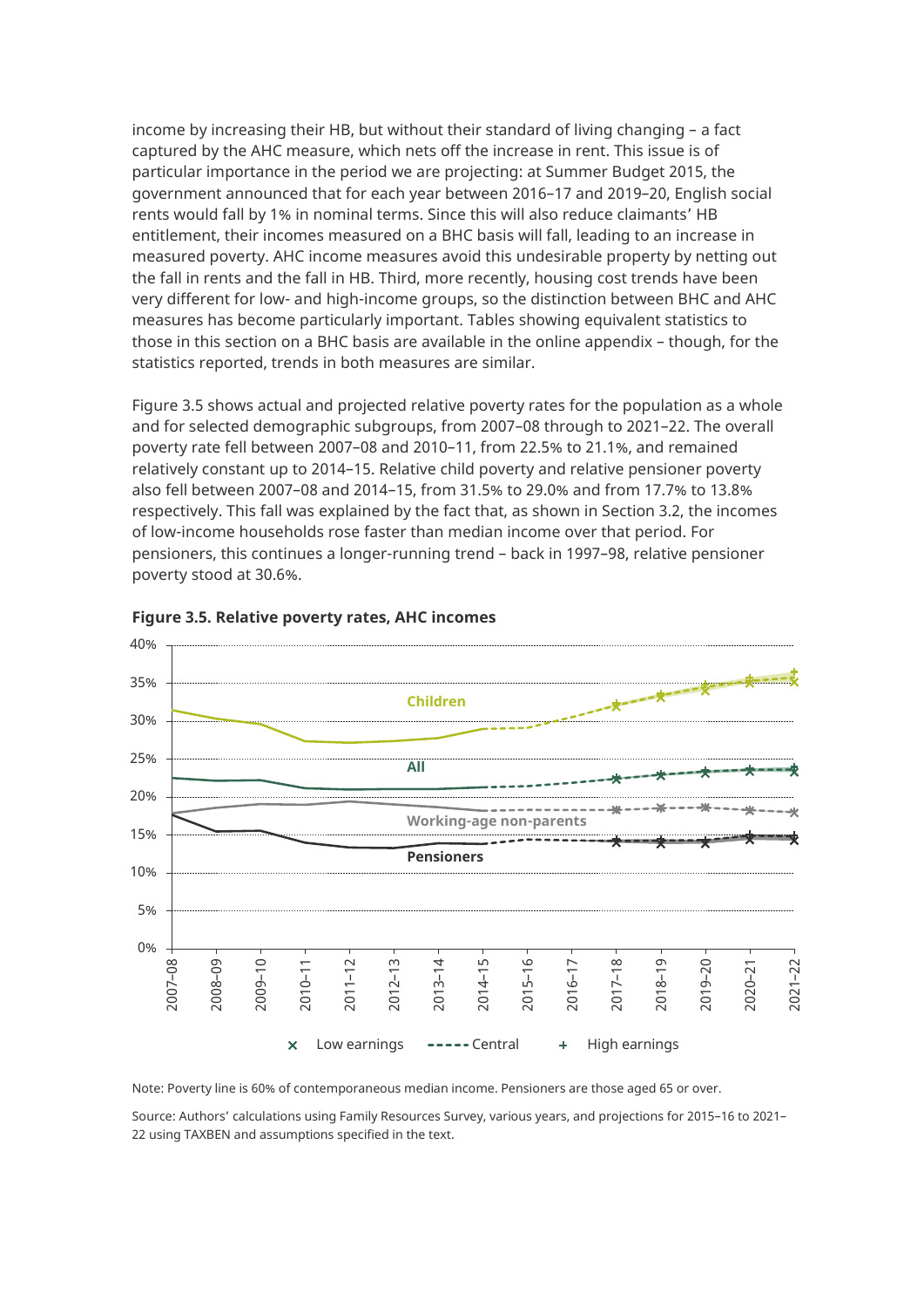income by increasing their HB, but without their standard of living changing – a fact captured by the AHC measure, which nets off the increase in rent. This issue is of particular importance in the period we are projecting: at Summer Budget 2015, the government announced that for each year between 2016–17 and 2019–20, English social rents would fall by 1% in nominal terms. Since this will also reduce claimants' HB entitlement, their incomes measured on a BHC basis will fall, leading to an increase in measured poverty. AHC income measures avoid this undesirable property by netting out the fall in rents and the fall in HB. Third, more recently, housing cost trends have been very different for low- and high-income groups, so the distinction between BHC and AHC measures has become particularly important. Tables showing equivalent statistics to those in this section on a BHC basis are available in the online appendix – though, for the statistics reported, trends in both measures are similar.

Figure 3.5 shows actual and projected relative poverty rates for the population as a whole and for selected demographic subgroups, from 2007–08 through to 2021–22. The overall poverty rate fell between 2007–08 and 2010–11, from 22.5% to 21.1%, and remained relatively constant up to 2014–15. Relative child poverty and relative pensioner poverty also fell between 2007–08 and 2014–15, from 31.5% to 29.0% and from 17.7% to 13.8% respectively. This fall was explained by the fact that, as shown in Section 3.2, the incomes of low-income households rose faster than median income over that period. For pensioners, this continues a longer-running trend – back in 1997–98, relative pensioner poverty stood at 30.6%.

**Figure 3.5. Relative poverty rates, AHC incomes**

Note: Poverty line is 60% of contemporaneous median income. Pensioners are those aged 65 or over.

Source: Authors' calculations using Family Resources Survey, various years, and projections for 2015–16 to 2021–22 using TAXBEN and assumptions specified in the text.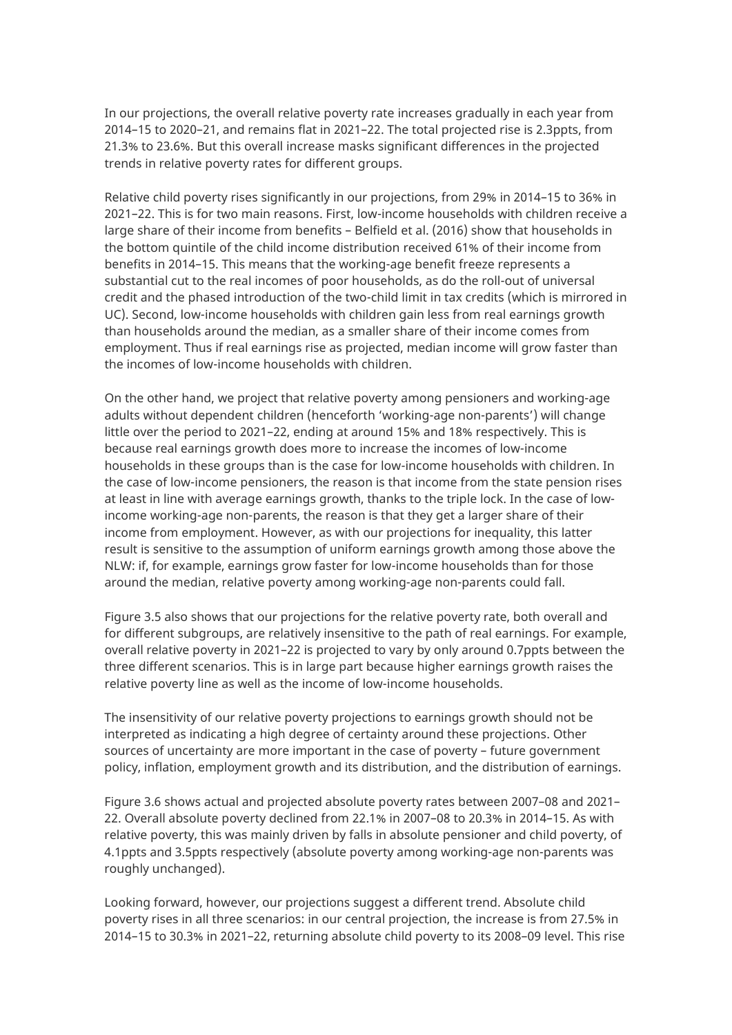In our projections, the overall relative poverty rate increases gradually in each year from 2014–15 to 2020–21, and remains flat in 2021–22. The total projected rise is 2.3ppts, from 21.3% to 23.6%. But this overall increase masks significant differences in the projected trends in relative poverty rates for different groups.

Relative child poverty rises significantly in our projections, from 29% in 2014–15 to 36% in 2021–22. This is for two main reasons. First, low-income households with children receive a large share of their income from benefits – Belfield et al. (2016) show that households in the bottom quintile of the child income distribution received 61% of their income from benefits in 2014–15. This means that the working-age benefit freeze represents a substantial cut to the real incomes of poor households, as do the roll-out of universal credit and the phased introduction of the two-child limit in tax credits (which is mirrored in UC). Second, low-income households with children gain less from real earnings growth than households around the median, as a smaller share of their income comes from employment. Thus if real earnings rise as projected, median income will grow faster than the incomes of low-income households with children.

On the other hand, we project that relative poverty among pensioners and working-age adults without dependent children (henceforth 'working-age non-parents') will change little over the period to 2021–22, ending at around 15% and 18% respectively. This is because real earnings growth does more to increase the incomes of low-income households in these groups than is the case for low-income households with children. In the case of low-income pensioners, the reason is that income from the state pension rises at least in line with average earnings growth, thanks to the triple lock. In the case of low-income working-age non-parents, the reason is that they get a larger share of their income from employment. However, as with our projections for inequality, this latter result is sensitive to the assumption of uniform earnings growth among those above the NLW: if, for example, earnings grow faster for low-income households than for those around the median, relative poverty among working-age non-parents could fall.

Figure 3.5 also shows that our projections for the relative poverty rate, both overall and for different subgroups, are relatively insensitive to the path of real earnings. For example, overall relative poverty in 2021–22 is projected to vary by only around 0.7ppts between the three different scenarios. This is in large part because higher earnings growth raises the relative poverty line as well as the income of low-income households.

The insensitivity of our relative poverty projections to earnings growth should not be interpreted as indicating a high degree of certainty around these projections. Other sources of uncertainty are more important in the case of poverty – future government policy, inflation, employment growth and its distribution, and the distribution of earnings.

Figure 3.6 shows actual and projected absolute poverty rates between 2007–08 and 2021–22. Overall absolute poverty declined from 22.1% in 2007–08 to 20.3% in 2014–15. As with relative poverty, this was mainly driven by falls in absolute pensioner and child poverty, of 4.1ppts and 3.5ppts respectively (absolute poverty among working-age non-parents was roughly unchanged).

Looking forward, however, our projections suggest a different trend. Absolute child poverty rises in all three scenarios: in our central projection, the increase is from 27.5% in 2014–15 to 30.3% in 2021–22, returning absolute child poverty to its 2008–09 level. This rise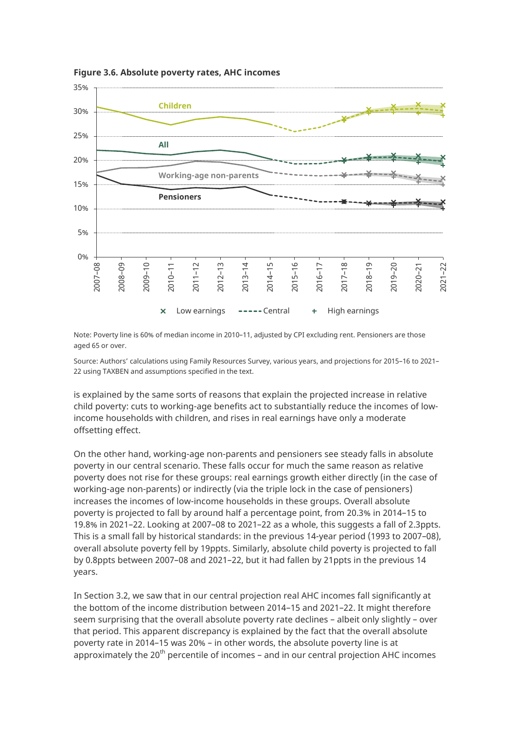**Figure 3.6. Absolute poverty rates, AHC incomes**

Note: Poverty line is 60% of median income in 2010–11, adjusted by CPI excluding rent. Pensioners are those aged 65 or over.

Source: Authors' calculations using Family Resources Survey, various years, and projections for 2015–16 to 2021–22 using TAXBEN and assumptions specified in the text.

is explained by the same sorts of reasons that explain the projected increase in relative child poverty: cuts to working-age benefits act to substantially reduce the incomes of low-income households with children, and rises in real earnings have only a moderate offsetting effect.

On the other hand, working-age non-parents and pensioners see steady falls in absolute poverty in our central scenario. These falls occur for much the same reason as relative poverty does not rise for these groups: real earnings growth either directly (in the case of working-age non-parents) or indirectly (via the triple lock in the case of pensioners) increases the incomes of low-income households in these groups. Overall absolute poverty is projected to fall by around half a percentage point, from 20.3% in 2014–15 to 19.8% in 2021–22. Looking at 2007–08 to 2021–22 as a whole, this suggests a fall of 2.3ppts. This is a small fall by historical standards: in the previous 14-year period (1993 to 2007–08), overall absolute poverty fell by 19ppts. Similarly, absolute child poverty is projected to fall by 0.8ppts between 2007–08 and 2021–22, but it had fallen by 21ppts in the previous 14 years.

In Section 3.2, we saw that in our central projection real AHC incomes fall significantly at the bottom of the income distribution between 2014–15 and 2021–22. It might therefore seem surprising that the overall absolute poverty rate declines – albeit only slightly – over that period. This apparent discrepancy is explained by the fact that the overall absolute poverty rate in 2014–15 was 20% – in other words, the absolute poverty line is at approximately the 20th percentile of incomes – and in our central projection AHC incomes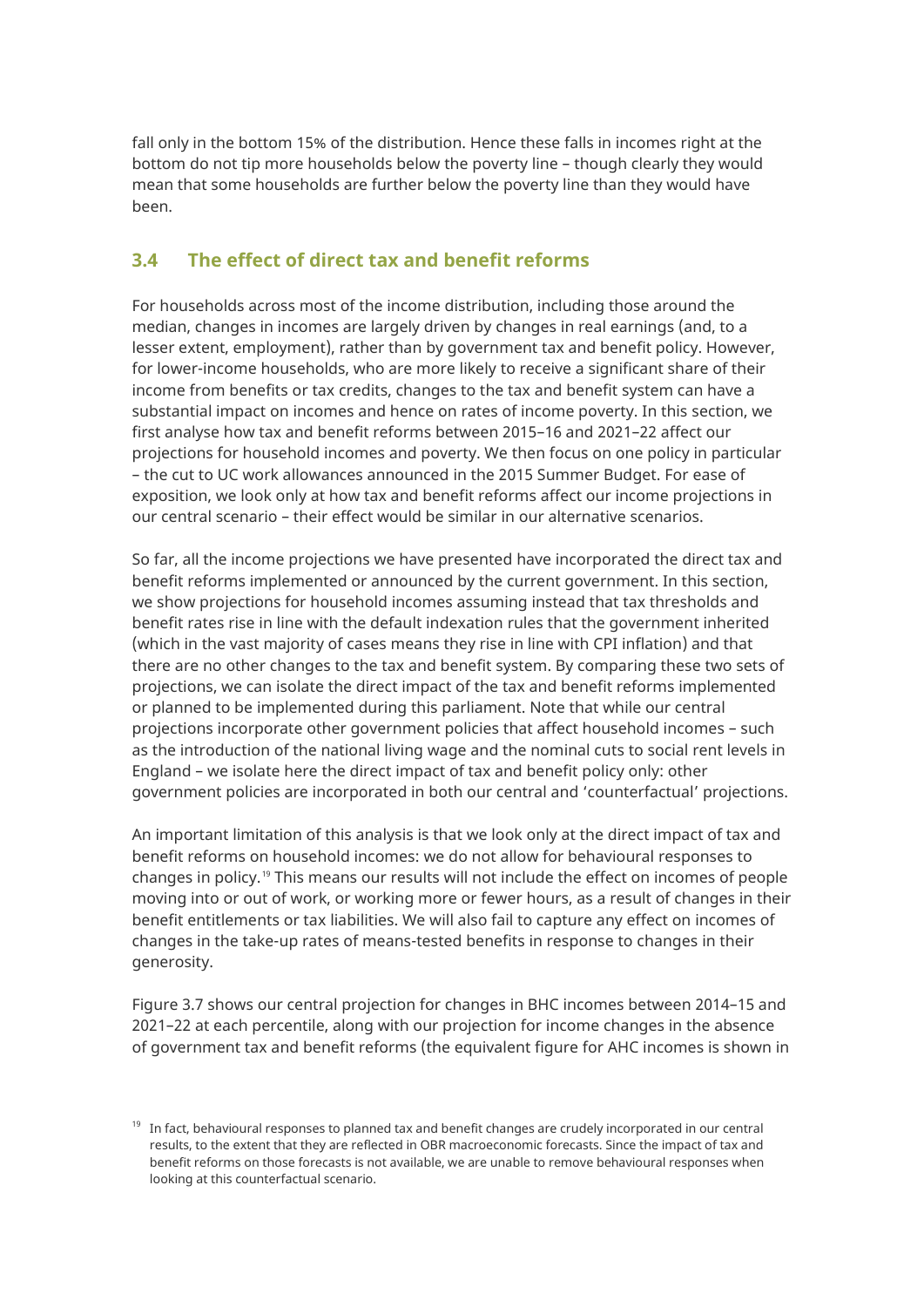fall only in the bottom 15% of the distribution. Hence these falls in incomes right at the bottom do not tip more households below the poverty line – though clearly they would mean that some households are further below the poverty line than they would have been.

## 3.4 The effect of direct tax and benefit reforms

For households across most of the income distribution, including those around the median, changes in incomes are largely driven by changes in real earnings (and, to a lesser extent, employment), rather than by government tax and benefit policy. However, for lower-income households, who are more likely to receive a significant share of their income from benefits or tax credits, changes to the tax and benefit system can have a substantial impact on incomes and hence on rates of income poverty. In this section, we first analyse how tax and benefit reforms between 2015–16 and 2021–22 affect our projections for household incomes and poverty. We then focus on one policy in particular – the cut to UC work allowances announced in the 2015 Summer Budget. For ease of exposition, we look only at how tax and benefit reforms affect our income projections in our central scenario – their effect would be similar in our alternative scenarios.

So far, all the income projections we have presented have incorporated the direct tax and benefit reforms implemented or announced by the current government. In this section, we show projections for household incomes assuming instead that tax thresholds and benefit rates rise in line with the default indexation rules that the government inherited (which in the vast majority of cases means they rise in line with CPI inflation) and that there are no other changes to the tax and benefit system. By comparing these two sets of projections, we can isolate the direct impact of the tax and benefit reforms implemented or planned to be implemented during this parliament. Note that while our central projections incorporate other government policies that affect household incomes – such as the introduction of the national living wage and the nominal cuts to social rent levels in England – we isolate here the direct impact of tax and benefit policy only: other government policies are incorporated in both our central and 'counterfactual' projections.

An important limitation of this analysis is that we look only at the direct impact of tax and benefit reforms on household incomes: we do not allow for behavioural responses to changes in policy.[19] This means our results will not include the effect on incomes of people moving into or out of work, or working more or fewer hours, as a result of changes in their benefit entitlements or tax liabilities. We will also fail to capture any effect on incomes of changes in the take-up rates of means-tested benefits in response to changes in their generosity.

Figure 3.7 shows our central projection for changes in BHC incomes between 2014–15 and 2021–22 at each percentile, along with our projection for income changes in the absence of government tax and benefit reforms (the equivalent figure for AHC incomes is shown in

[19] In fact, behavioural responses to planned tax and benefit changes are crudely incorporated in our central results, to the extent that they are reflected in OBR macroeconomic forecasts. Since the impact of tax and benefit reforms on those forecasts is not available, we are unable to remove behavioural responses when looking at this counterfactual scenario.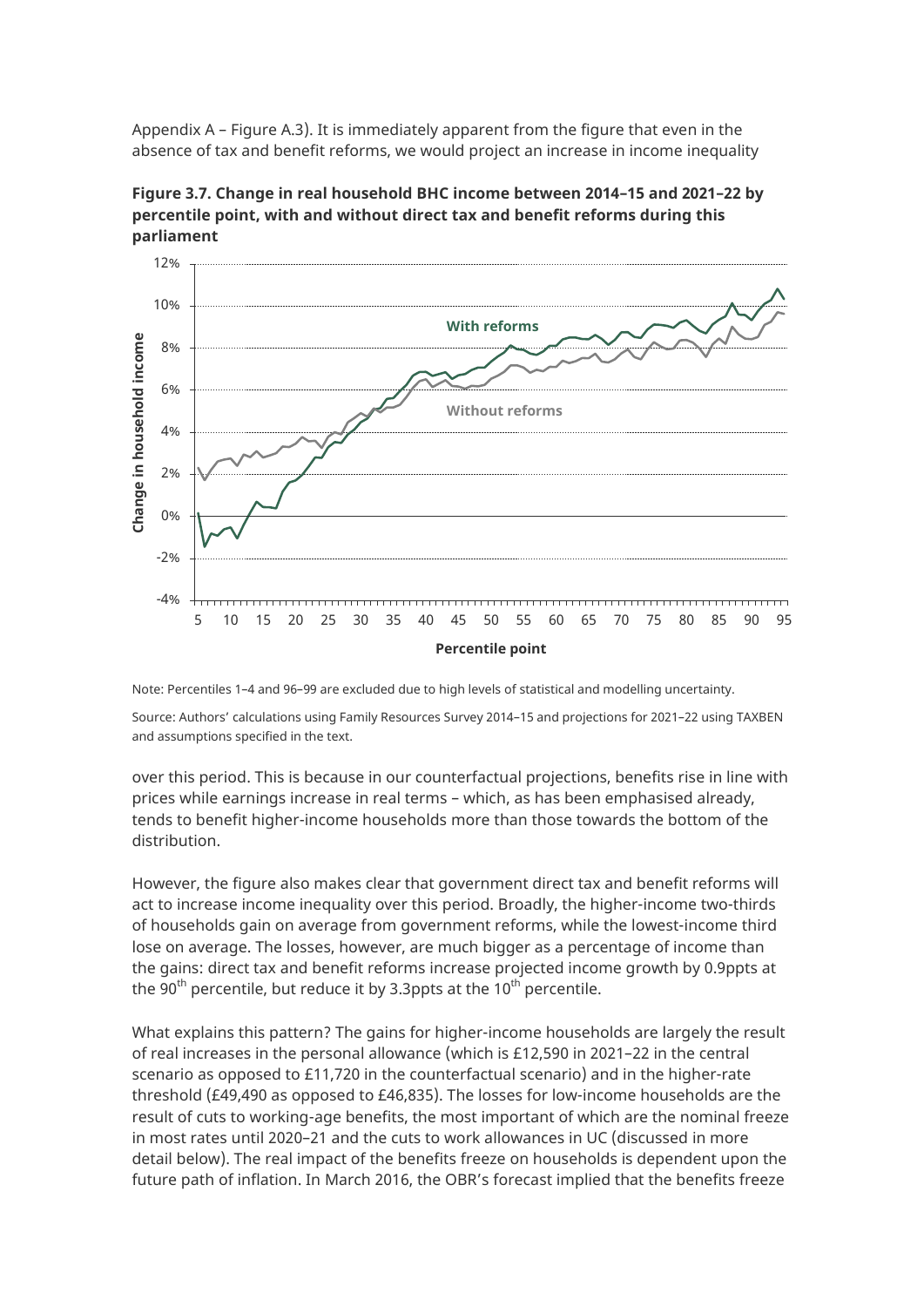Appendix A – Figure A.3). It is immediately apparent from the figure that even in the absence of tax and benefit reforms, we would project an increase in income inequality

**Figure 3.7. Change in real household BHC income between 2014–15 and 2021–22 by percentile point, with and without direct tax and benefit reforms during this parliament**

Note: Percentiles 1–4 and 96–99 are excluded due to high levels of statistical and modelling uncertainty.

Source: Authors' calculations using Family Resources Survey 2014–15 and projections for 2021–22 using TAXBEN and assumptions specified in the text.

over this period. This is because in our counterfactual projections, benefits rise in line with prices while earnings increase in real terms – which, as has been emphasised already, tends to benefit higher-income households more than those towards the bottom of the distribution.

However, the figure also makes clear that government direct tax and benefit reforms will act to increase income inequality over this period. Broadly, the higher-income two-thirds of households gain on average from government reforms, while the lowest-income third lose on average. The losses, however, are much bigger as a percentage of income than the gains: direct tax and benefit reforms increase projected income growth by 0.9ppts at the 90th percentile, but reduce it by 3.3ppts at the 10th percentile.

What explains this pattern? The gains for higher-income households are largely the result of real increases in the personal allowance (which is £12,590 in 2021–22 in the central scenario as opposed to £11,720 in the counterfactual scenario) and in the higher-rate threshold (£49,490 as opposed to £46,835). The losses for low-income households are the result of cuts to working-age benefits, the most important of which are the nominal freeze in most rates until 2020–21 and the cuts to work allowances in UC (discussed in more detail below). The real impact of the benefits freeze on households is dependent upon the future path of inflation. In March 2016, the OBR's forecast implied that the benefits freeze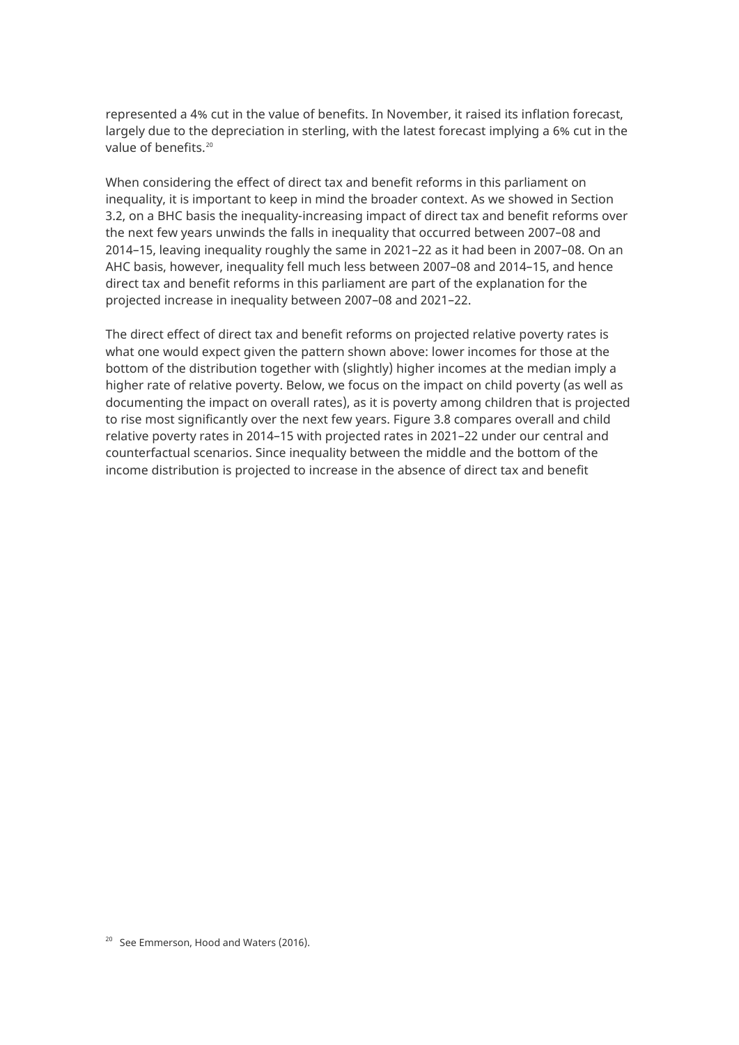represented a 4% cut in the value of benefits. In November, it raised its inflation forecast, largely due to the depreciation in sterling, with the latest forecast implying a 6% cut in the value of benefits.[20]

When considering the effect of direct tax and benefit reforms in this parliament on inequality, it is important to keep in mind the broader context. As we showed in Section 3.2, on a BHC basis the inequality-increasing impact of direct tax and benefit reforms over the next few years unwinds the falls in inequality that occurred between 2007–08 and 2014–15, leaving inequality roughly the same in 2021–22 as it had been in 2007–08. On an AHC basis, however, inequality fell much less between 2007–08 and 2014–15, and hence direct tax and benefit reforms in this parliament are part of the explanation for the projected increase in inequality between 2007–08 and 2021–22.

The direct effect of direct tax and benefit reforms on projected relative poverty rates is what one would expect given the pattern shown above: lower incomes for those at the bottom of the distribution together with (slightly) higher incomes at the median imply a higher rate of relative poverty. Below, we focus on the impact on child poverty (as well as documenting the impact on overall rates), as it is poverty among children that is projected to rise most significantly over the next few years. Figure 3.8 compares overall and child relative poverty rates in 2014–15 with projected rates in 2021–22 under our central and counterfactual scenarios. Since inequality between the middle and the bottom of the income distribution is projected to increase in the absence of direct tax and benefit

[20] See Emmerson, Hood and Waters (2016).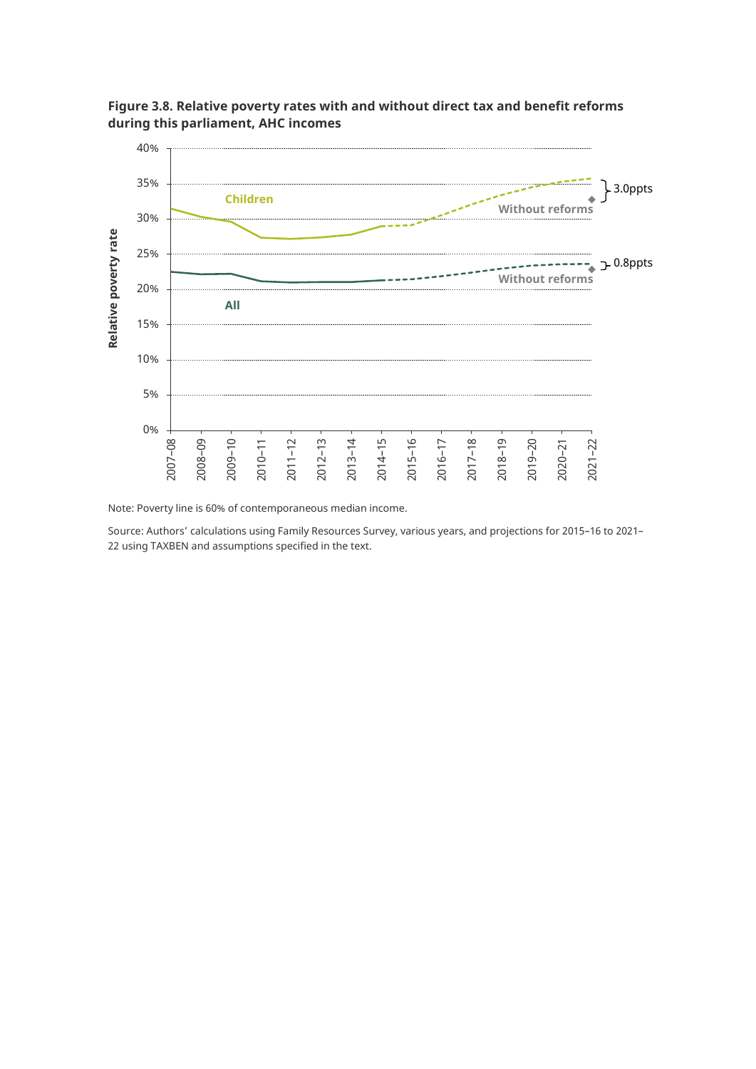**Figure 3.8. Relative poverty rates with and without direct tax and benefit reforms during this parliament, AHC incomes**

Note: Poverty line is 60% of contemporaneous median income.

Source: Authors' calculations using Family Resources Survey, various years, and projections for 2015–16 to 2021–22 using TAXBEN and assumptions specified in the text.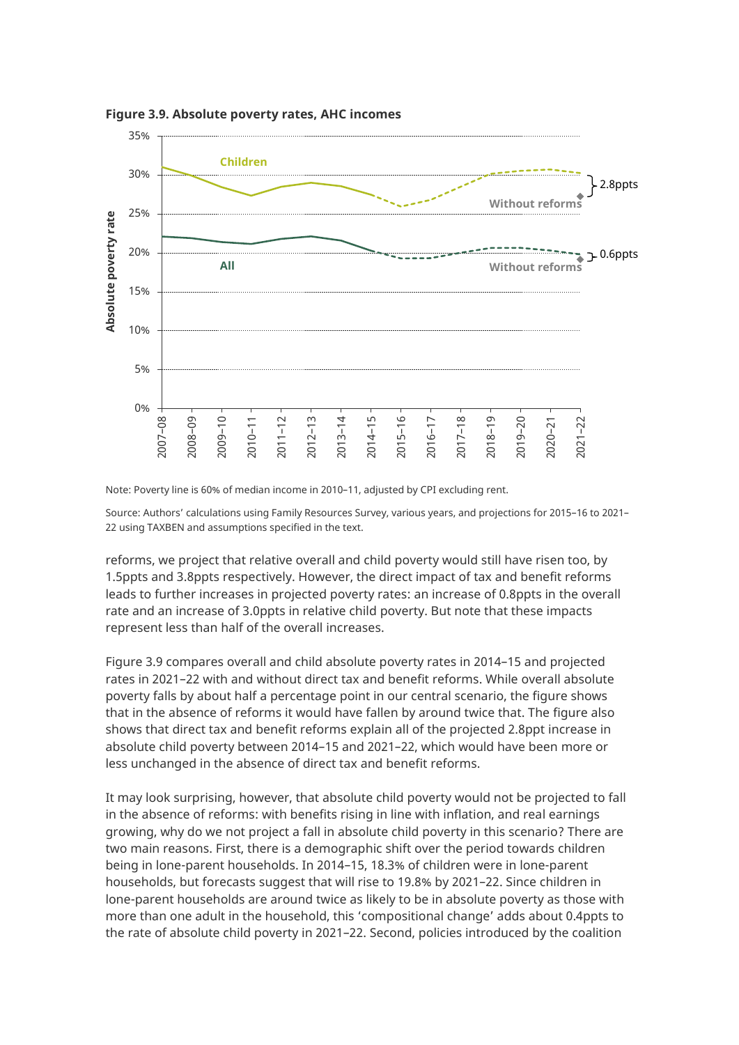**Figure 3.9. Absolute poverty rates, AHC incomes**

Note: Poverty line is 60% of median income in 2010–11, adjusted by CPI excluding rent.

Source: Authors' calculations using Family Resources Survey, various years, and projections for 2015–16 to 2021–22 using TAXBEN and assumptions specified in the text.

reforms, we project that relative overall and child poverty would still have risen too, by 1.5ppts and 3.8ppts respectively. However, the direct impact of tax and benefit reforms leads to further increases in projected poverty rates: an increase of 0.8ppts in the overall rate and an increase of 3.0ppts in relative child poverty. But note that these impacts represent less than half of the overall increases.

Figure 3.9 compares overall and child absolute poverty rates in 2014–15 and projected rates in 2021–22 with and without direct tax and benefit reforms. While overall absolute poverty falls by about half a percentage point in our central scenario, the figure shows that in the absence of reforms it would have fallen by around twice that. The figure also shows that direct tax and benefit reforms explain all of the projected 2.8ppt increase in absolute child poverty between 2014–15 and 2021–22, which would have been more or less unchanged in the absence of direct tax and benefit reforms.

It may look surprising, however, that absolute child poverty would not be projected to fall in the absence of reforms: with benefits rising in line with inflation, and real earnings growing, why do we not project a fall in absolute child poverty in this scenario? There are two main reasons. First, there is a demographic shift over the period towards children being in lone-parent households. In 2014–15, 18.3% of children were in lone-parent households, but forecasts suggest that will rise to 19.8% by 2021–22. Since children in lone-parent households are around twice as likely to be in absolute poverty as those with more than one adult in the household, this 'compositional change' adds about 0.4ppts to the rate of absolute child poverty in 2021–22. Second, policies introduced by the coalition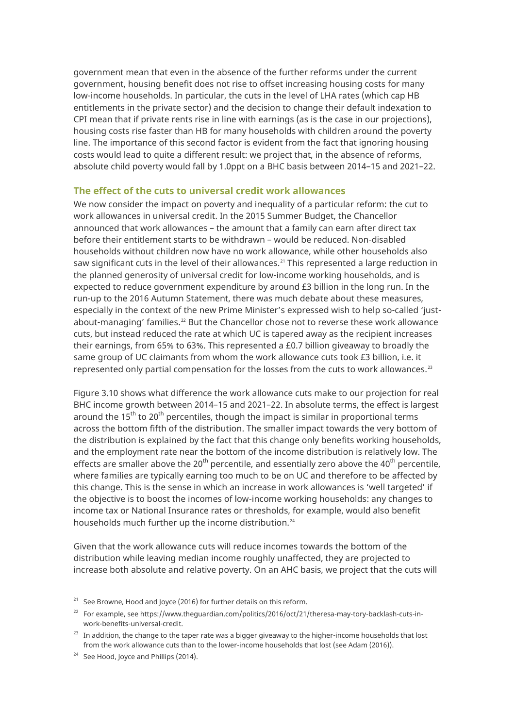government mean that even in the absence of the further reforms under the current government, housing benefit does not rise to offset increasing housing costs for many low-income households. In particular, the cuts in the level of LHA rates (which cap HB entitlements in the private sector) and the decision to change their default indexation to CPI mean that if private rents rise in line with earnings (as is the case in our projections), housing costs rise faster than HB for many households with children around the poverty line. The importance of this second factor is evident from the fact that ignoring housing costs would lead to quite a different result: we project that, in the absence of reforms, absolute child poverty would fall by 1.0ppt on a BHC basis between 2014–15 and 2021–22.

### The effect of the cuts to universal credit work allowances

We now consider the impact on poverty and inequality of a particular reform: the cut to work allowances in universal credit. In the 2015 Summer Budget, the Chancellor announced that work allowances – the amount that a family can earn after direct tax before their entitlement starts to be withdrawn – would be reduced. Non-disabled households without children now have no work allowance, while other households also saw significant cuts in the level of their allowances.[21] This represented a large reduction in the planned generosity of universal credit for low-income working households, and is expected to reduce government expenditure by around £3 billion in the long run. In the run-up to the 2016 Autumn Statement, there was much debate about these measures, especially in the context of the new Prime Minister's expressed wish to help so-called 'just-about-managing' families.[22] But the Chancellor chose not to reverse these work allowance cuts, but instead reduced the rate at which UC is tapered away as the recipient increases their earnings, from 65% to 63%. This represented a £0.7 billion giveaway to broadly the same group of UC claimants from whom the work allowance cuts took £3 billion, i.e. it represented only partial compensation for the losses from the cuts to work allowances.[23]

Figure 3.10 shows what difference the work allowance cuts make to our projection for real BHC income growth between 2014–15 and 2021–22. In absolute terms, the effect is largest around the 15th to 20th percentiles, though the impact is similar in proportional terms across the bottom fifth of the distribution. The smaller impact towards the very bottom of the distribution is explained by the fact that this change only benefits working households, and the employment rate near the bottom of the income distribution is relatively low. The effects are smaller above the 20th percentile, and essentially zero above the 40th percentile, where families are typically earning too much to be on UC and therefore to be affected by this change. This is the sense in which an increase in work allowances is 'well targeted' if the objective is to boost the incomes of low-income working households: any changes to income tax or National Insurance rates or thresholds, for example, would also benefit households much further up the income distribution.[24]

Given that the work allowance cuts will reduce incomes towards the bottom of the distribution while leaving median income roughly unaffected, they are projected to increase both absolute and relative poverty. On an AHC basis, we project that the cuts will

[21] See Browne, Hood and Joyce (2016) for further details on this reform.

[22] For example, see https://www.theguardian.com/politics/2016/oct/21/theresa-may-tory-backlash-cuts-in-work-benefits-universal-credit.

[23] In addition, the change to the taper rate was a bigger giveaway to the higher-income households that lost from the work allowance cuts than to the lower-income households that lost (see Adam (2016)).

[24] See Hood, Joyce and Phillips (2014).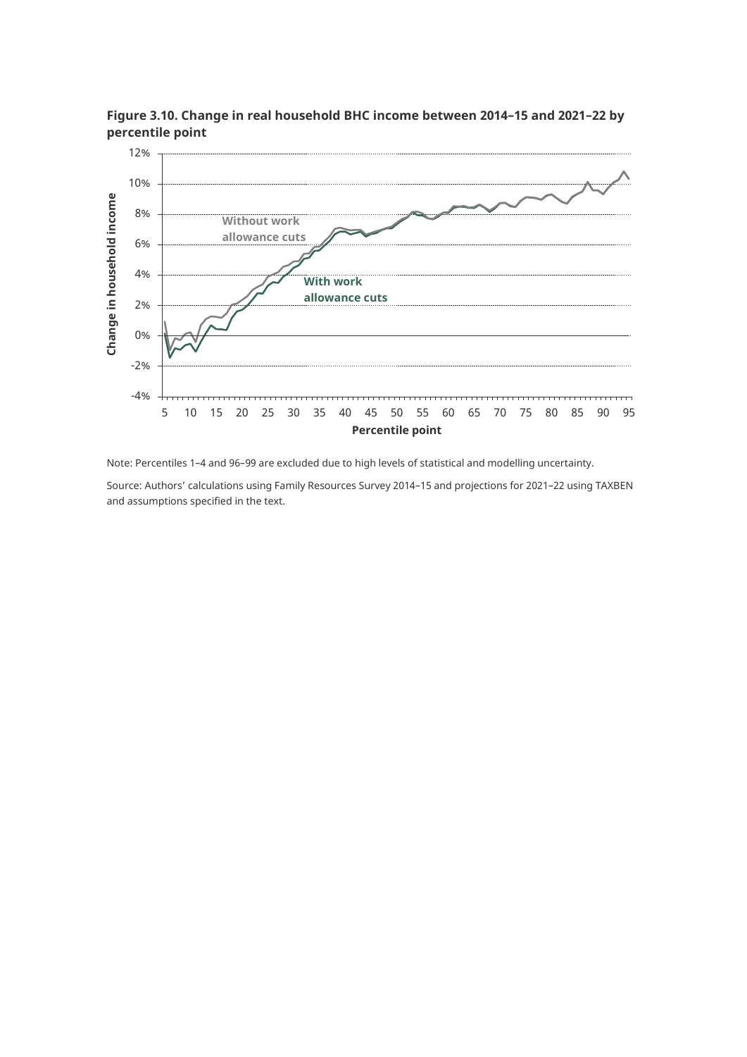**Figure 3.10. Change in real household BHC income between 2014–15 and 2021–22 by percentile point**

Note: Percentiles 1–4 and 96–99 are excluded due to high levels of statistical and modelling uncertainty.

Source: Authors' calculations using Family Resources Survey 2014–15 and projections for 2021–22 using TAXBEN and assumptions specified in the text.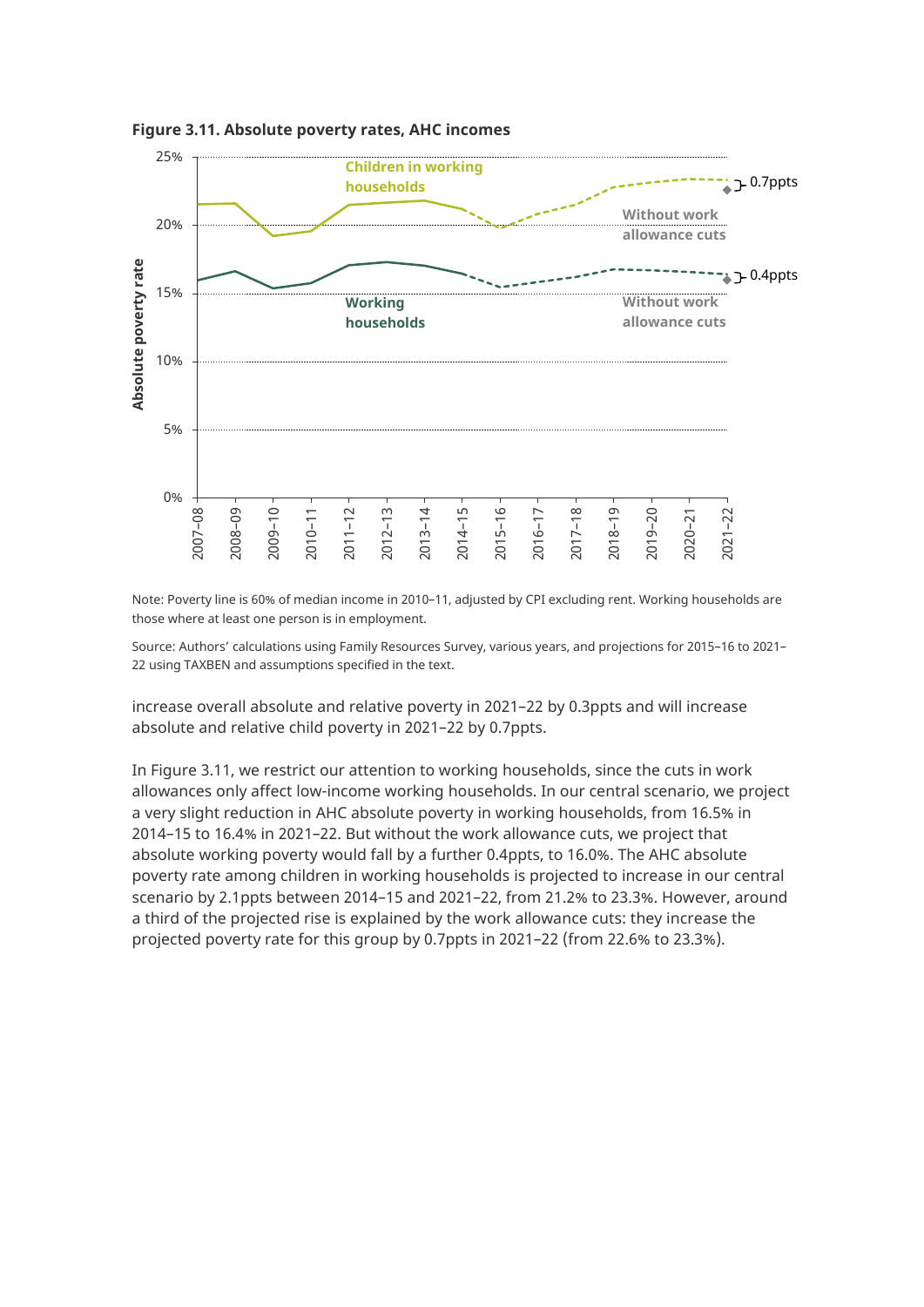**Figure 3.11. Absolute poverty rates, AHC incomes**

Note: Poverty line is 60% of median income in 2010–11, adjusted by CPI excluding rent. Working households are those where at least one person is in employment.

Source: Authors' calculations using Family Resources Survey, various years, and projections for 2015–16 to 2021–22 using TAXBEN and assumptions specified in the text.

increase overall absolute and relative poverty in 2021–22 by 0.3ppts and will increase absolute and relative child poverty in 2021–22 by 0.7ppts.

In Figure 3.11, we restrict our attention to working households, since the cuts in work allowances only affect low-income working households. In our central scenario, we project a very slight reduction in AHC absolute poverty in working households, from 16.5% in 2014–15 to 16.4% in 2021–22. But without the work allowance cuts, we project that absolute working poverty would fall by a further 0.4ppts, to 16.0%. The AHC absolute poverty rate among children in working households is projected to increase in our central scenario by 2.1ppts between 2014–15 and 2021–22, from 21.2% to 23.3%. However, around a third of the projected rise is explained by the work allowance cuts: they increase the projected poverty rate for this group by 0.7ppts in 2021–22 (from 22.6% to 23.3%).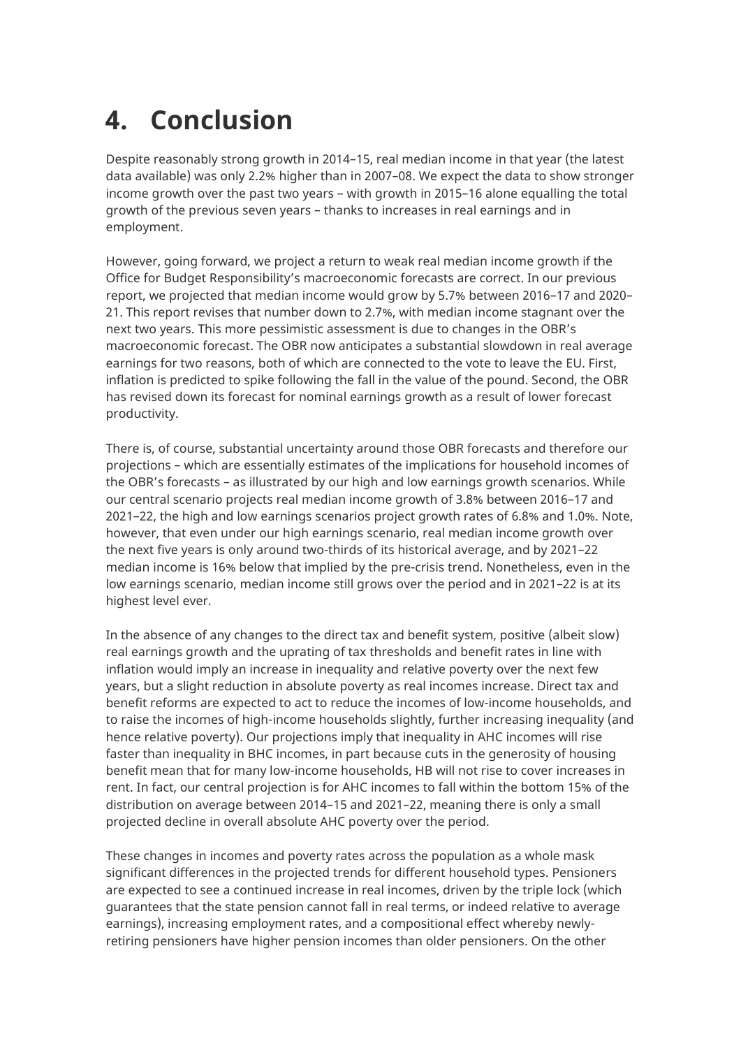# 4. Conclusion

Despite reasonably strong growth in 2014–15, real median income in that year (the latest data available) was only 2.2% higher than in 2007–08. We expect the data to show stronger income growth over the past two years – with growth in 2015–16 alone equalling the total growth of the previous seven years – thanks to increases in real earnings and in employment.

However, going forward, we project a return to weak real median income growth if the Office for Budget Responsibility's macroeconomic forecasts are correct. In our previous report, we projected that median income would grow by 5.7% between 2016–17 and 2020–21. This report revises that number down to 2.7%, with median income stagnant over the next two years. This more pessimistic assessment is due to changes in the OBR's macroeconomic forecast. The OBR now anticipates a substantial slowdown in real average earnings for two reasons, both of which are connected to the vote to leave the EU. First, inflation is predicted to spike following the fall in the value of the pound. Second, the OBR has revised down its forecast for nominal earnings growth as a result of lower forecast productivity.

There is, of course, substantial uncertainty around those OBR forecasts and therefore our projections – which are essentially estimates of the implications for household incomes of the OBR's forecasts – as illustrated by our high and low earnings growth scenarios. While our central scenario projects real median income growth of 3.8% between 2016–17 and 2021–22, the high and low earnings scenarios project growth rates of 6.8% and 1.0%. Note, however, that even under our high earnings scenario, real median income growth over the next five years is only around two-thirds of its historical average, and by 2021–22 median income is 16% below that implied by the pre-crisis trend. Nonetheless, even in the low earnings scenario, median income still grows over the period and in 2021–22 is at its highest level ever.

In the absence of any changes to the direct tax and benefit system, positive (albeit slow) real earnings growth and the uprating of tax thresholds and benefit rates in line with inflation would imply an increase in inequality and relative poverty over the next few years, but a slight reduction in absolute poverty as real incomes increase. Direct tax and benefit reforms are expected to act to reduce the incomes of low-income households, and to raise the incomes of high-income households slightly, further increasing inequality (and hence relative poverty). Our projections imply that inequality in AHC incomes will rise faster than inequality in BHC incomes, in part because cuts in the generosity of housing benefit mean that for many low-income households, HB will not rise to cover increases in rent. In fact, our central projection is for AHC incomes to fall within the bottom 15% of the distribution on average between 2014–15 and 2021–22, meaning there is only a small projected decline in overall absolute AHC poverty over the period.

These changes in incomes and poverty rates across the population as a whole mask significant differences in the projected trends for different household types. Pensioners are expected to see a continued increase in real incomes, driven by the triple lock (which guarantees that the state pension cannot fall in real terms, or indeed relative to average earnings), increasing employment rates, and a compositional effect whereby newly-retiring pensioners have higher pension incomes than older pensioners. On the other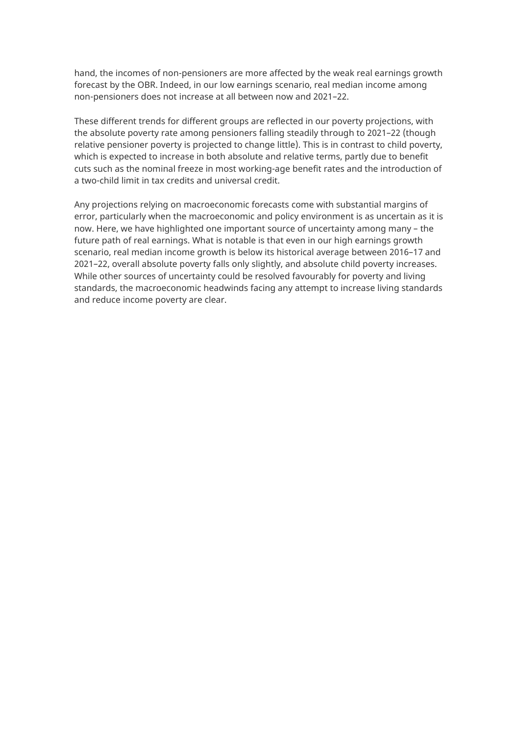hand, the incomes of non-pensioners are more affected by the weak real earnings growth forecast by the OBR. Indeed, in our low earnings scenario, real median income among non-pensioners does not increase at all between now and 2021–22.

These different trends for different groups are reflected in our poverty projections, with the absolute poverty rate among pensioners falling steadily through to 2021–22 (though relative pensioner poverty is projected to change little). This is in contrast to child poverty, which is expected to increase in both absolute and relative terms, partly due to benefit cuts such as the nominal freeze in most working-age benefit rates and the introduction of a two-child limit in tax credits and universal credit.

Any projections relying on macroeconomic forecasts come with substantial margins of error, particularly when the macroeconomic and policy environment is as uncertain as it is now. Here, we have highlighted one important source of uncertainty among many – the future path of real earnings. What is notable is that even in our high earnings growth scenario, real median income growth is below its historical average between 2016–17 and 2021–22, overall absolute poverty falls only slightly, and absolute child poverty increases. While other sources of uncertainty could be resolved favourably for poverty and living standards, the macroeconomic headwinds facing any attempt to increase living standards and reduce income poverty are clear.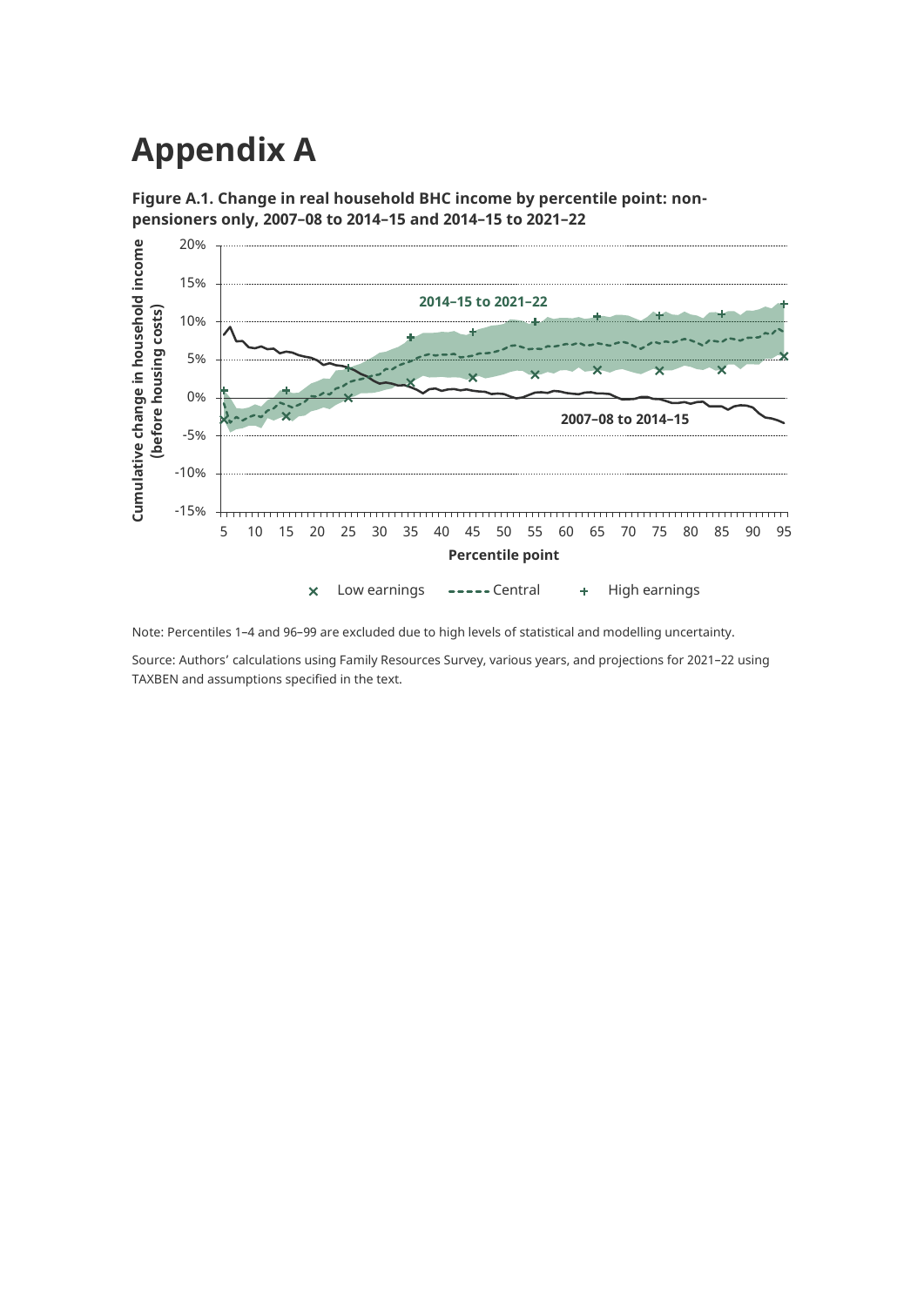# Appendix A

**Figure A.1. Change in real household BHC income by percentile point: non-pensioners only, 2007–08 to 2014–15 and 2014–15 to 2021–22**

Note: Percentiles 1–4 and 96–99 are excluded due to high levels of statistical and modelling uncertainty.

Source: Authors' calculations using Family Resources Survey, various years, and projections for 2021–22 using TAXBEN and assumptions specified in the text.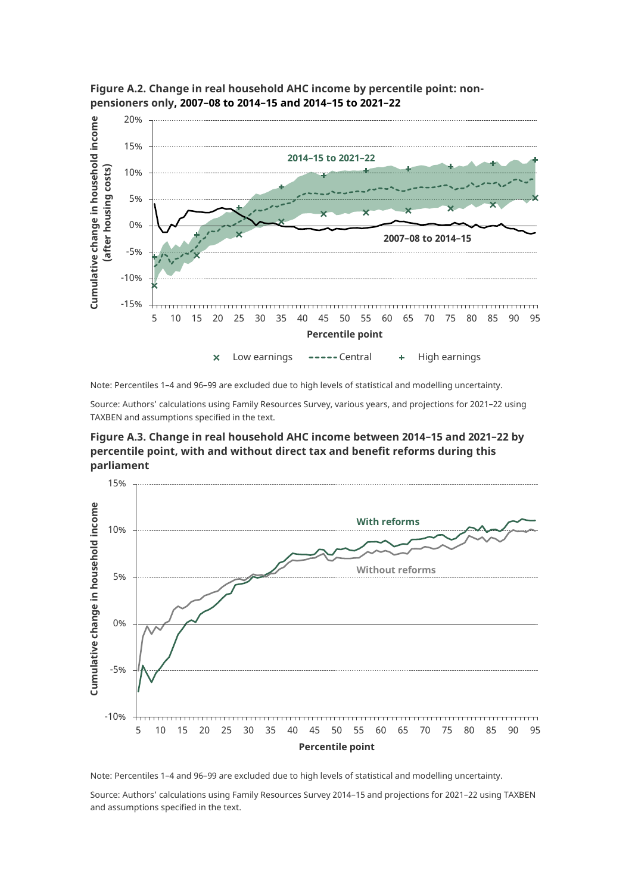**Figure A.2. Change in real household AHC income by percentile point: non-pensioners only, 2007–08 to 2014–15 and 2014–15 to 2021–22**

Note: Percentiles 1–4 and 96–99 are excluded due to high levels of statistical and modelling uncertainty.

Source: Authors' calculations using Family Resources Survey, various years, and projections for 2021–22 using TAXBEN and assumptions specified in the text.

**Figure A.3. Change in real household AHC income between 2014–15 and 2021–22 by percentile point, with and without direct tax and benefit reforms during this parliament**

Note: Percentiles 1–4 and 96–99 are excluded due to high levels of statistical and modelling uncertainty.

Source: Authors' calculations using Family Resources Survey 2014–15 and projections for 2021–22 using TAXBEN and assumptions specified in the text.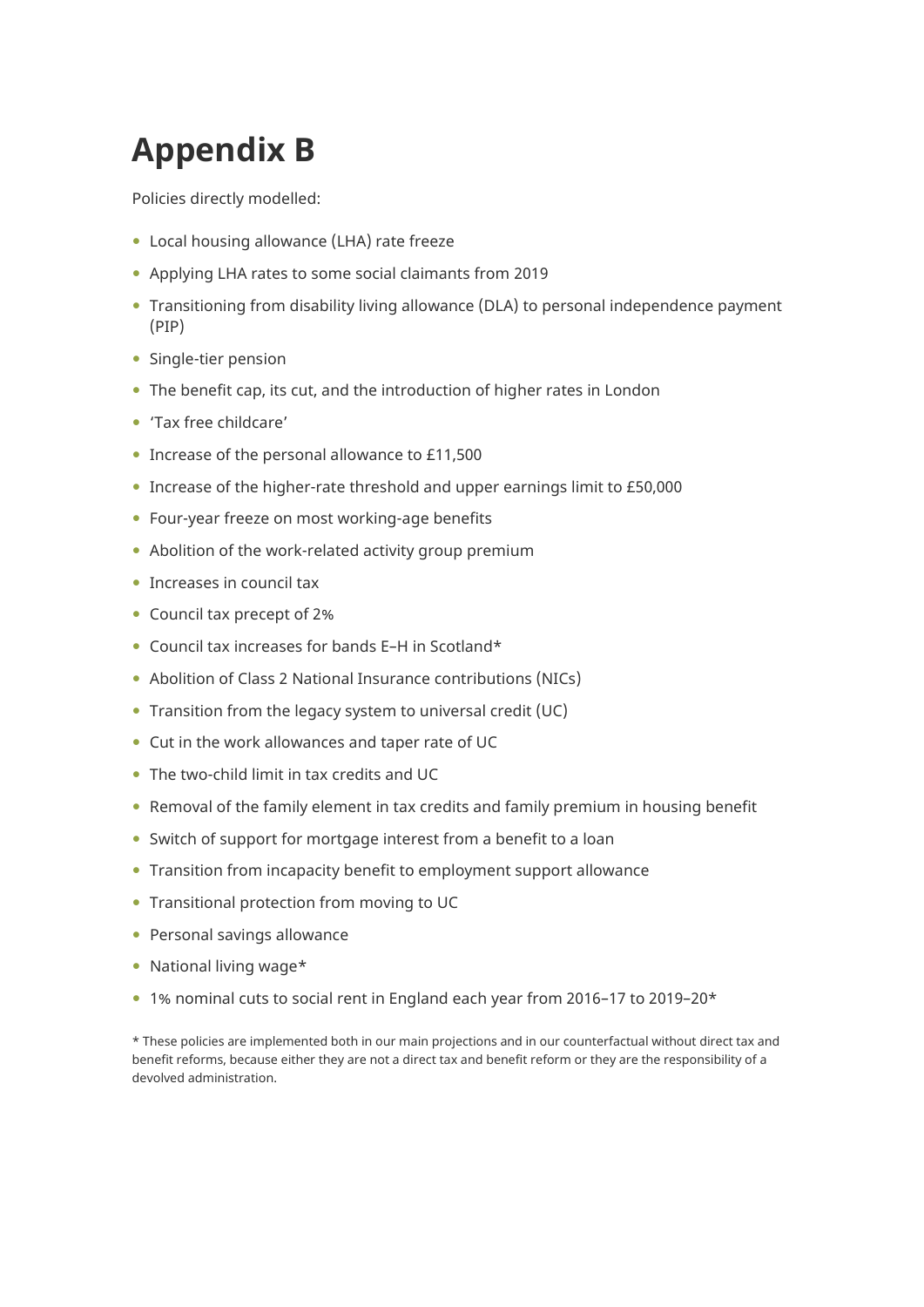# Appendix B

Policies directly modelled:

- Local housing allowance (LHA) rate freeze
- Applying LHA rates to some social claimants from 2019
- Transitioning from disability living allowance (DLA) to personal independence payment (PIP)
- Single-tier pension
- The benefit cap, its cut, and the introduction of higher rates in London
- 'Tax free childcare'
- Increase of the personal allowance to £11,500
- Increase of the higher-rate threshold and upper earnings limit to £50,000
- Four-year freeze on most working-age benefits
- Abolition of the work-related activity group premium
- Increases in council tax
- Council tax precept of 2%
- Council tax increases for bands E–H in Scotland*
- Abolition of Class 2 National Insurance contributions (NICs)
- Transition from the legacy system to universal credit (UC)
- Cut in the work allowances and taper rate of UC
- The two-child limit in tax credits and UC
- Removal of the family element in tax credits and family premium in housing benefit
- Switch of support for mortgage interest from a benefit to a loan
- Transition from incapacity benefit to employment support allowance
- Transitional protection from moving to UC
- Personal savings allowance
- National living wage*
- 1% nominal cuts to social rent in England each year from 2016–17 to 2019–20*

* These policies are implemented both in our main projections and in our counterfactual without direct tax and benefit reforms, because either they are not a direct tax and benefit reform or they are the responsibility of a devolved administration.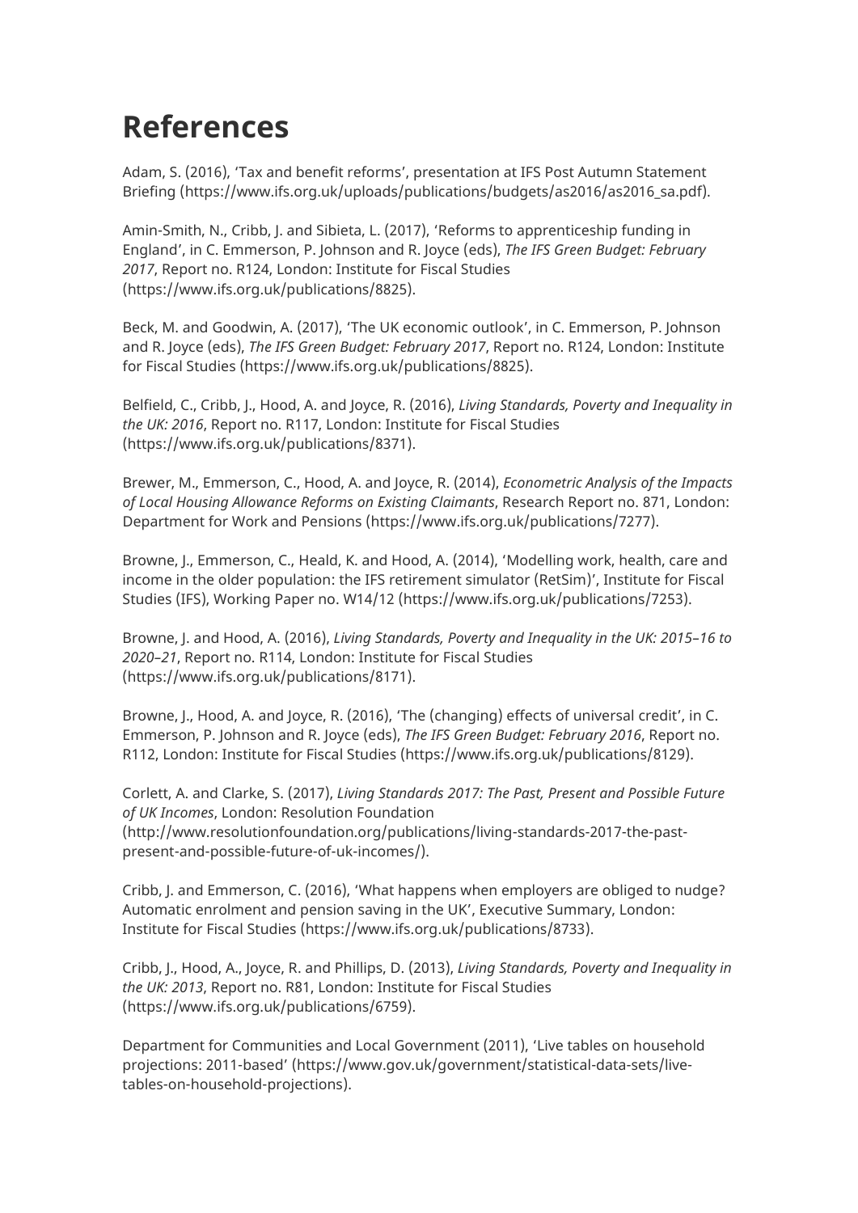# References

Adam, S. (2016), 'Tax and benefit reforms', presentation at IFS Post Autumn Statement Briefing (https://www.ifs.org.uk/uploads/publications/budgets/as2016/as2016_sa.pdf).

Amin-Smith, N., Cribb, J. and Sibieta, L. (2017), 'Reforms to apprenticeship funding in England', in C. Emmerson, P. Johnson and R. Joyce (eds), *The IFS Green Budget: February 2017*, Report no. R124, London: Institute for Fiscal Studies (https://www.ifs.org.uk/publications/8825).

Beck, M. and Goodwin, A. (2017), 'The UK economic outlook', in C. Emmerson, P. Johnson and R. Joyce (eds), *The IFS Green Budget: February 2017*, Report no. R124, London: Institute for Fiscal Studies (https://www.ifs.org.uk/publications/8825).

Belfield, C., Cribb, J., Hood, A. and Joyce, R. (2016), *Living Standards, Poverty and Inequality in the UK: 2016*, Report no. R117, London: Institute for Fiscal Studies (https://www.ifs.org.uk/publications/8371).

Brewer, M., Emmerson, C., Hood, A. and Joyce, R. (2014), *Econometric Analysis of the Impacts of Local Housing Allowance Reforms on Existing Claimants*, Research Report no. 871, London: Department for Work and Pensions (https://www.ifs.org.uk/publications/7277).

Browne, J., Emmerson, C., Heald, K. and Hood, A. (2014), 'Modelling work, health, care and income in the older population: the IFS retirement simulator (RetSim)', Institute for Fiscal Studies (IFS), Working Paper no. W14/12 (https://www.ifs.org.uk/publications/7253).

Browne, J. and Hood, A. (2016), *Living Standards, Poverty and Inequality in the UK: 2015–16 to 2020–21*, Report no. R114, London: Institute for Fiscal Studies (https://www.ifs.org.uk/publications/8171).

Browne, J., Hood, A. and Joyce, R. (2016), 'The (changing) effects of universal credit', in C. Emmerson, P. Johnson and R. Joyce (eds), *The IFS Green Budget: February 2016*, Report no. R112, London: Institute for Fiscal Studies (https://www.ifs.org.uk/publications/8129).

Corlett, A. and Clarke, S. (2017), *Living Standards 2017: The Past, Present and Possible Future of UK Incomes*, London: Resolution Foundation (http://www.resolutionfoundation.org/publications/living-standards-2017-the-past-present-and-possible-future-of-uk-incomes/).

Cribb, J. and Emmerson, C. (2016), 'What happens when employers are obliged to nudge? Automatic enrolment and pension saving in the UK', Executive Summary, London: Institute for Fiscal Studies (https://www.ifs.org.uk/publications/8733).

Cribb, J., Hood, A., Joyce, R. and Phillips, D. (2013), *Living Standards, Poverty and Inequality in the UK: 2013*, Report no. R81, London: Institute for Fiscal Studies (https://www.ifs.org.uk/publications/6759).

Department for Communities and Local Government (2011), 'Live tables on household projections: 2011-based' (https://www.gov.uk/government/statistical-data-sets/live-tables-on-household-projections).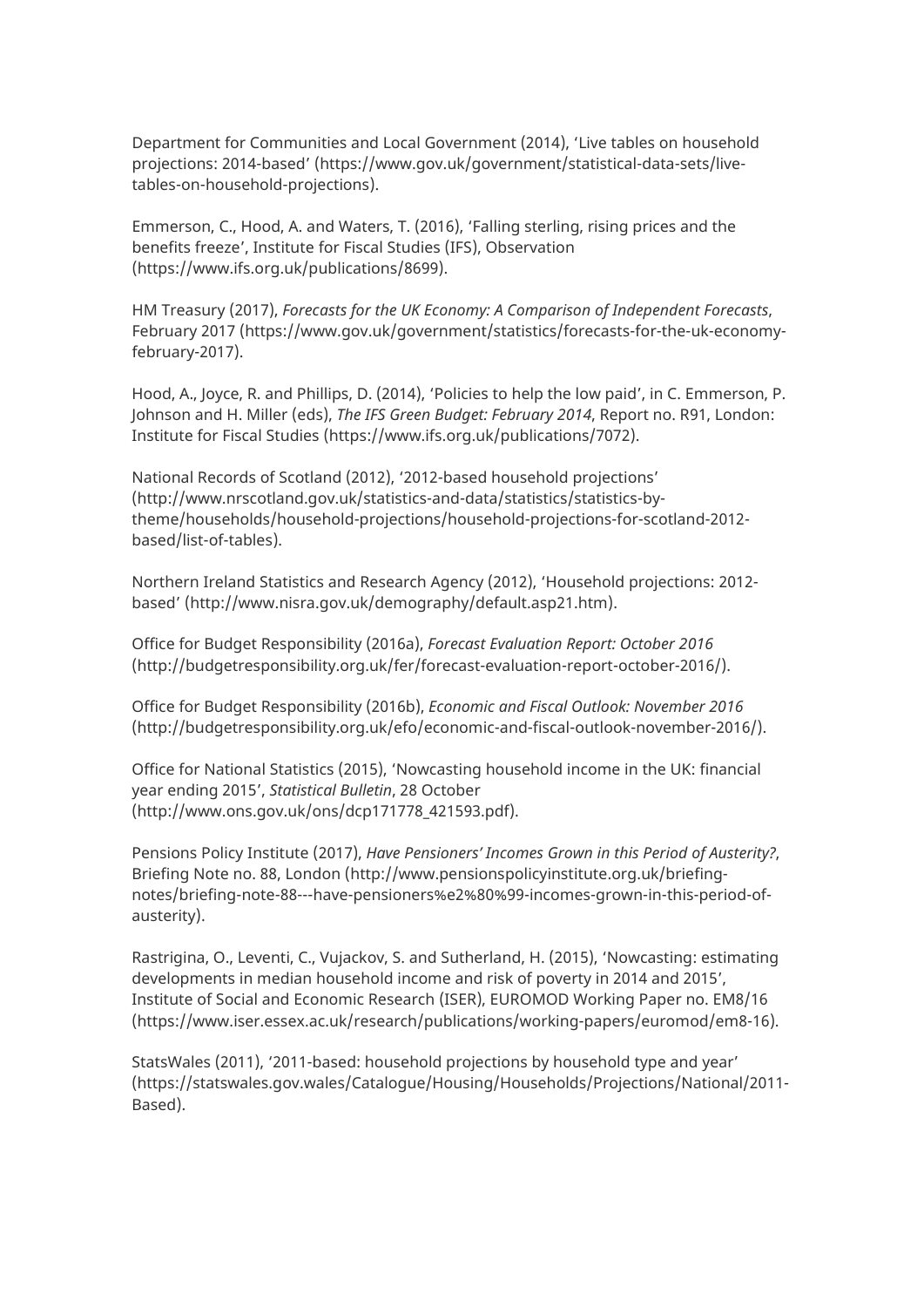Department for Communities and Local Government (2014), 'Live tables on household projections: 2014-based' (https://www.gov.uk/government/statistical-data-sets/live-tables-on-household-projections).

Emmerson, C., Hood, A. and Waters, T. (2016), 'Falling sterling, rising prices and the benefits freeze', Institute for Fiscal Studies (IFS), Observation (https://www.ifs.org.uk/publications/8699).

HM Treasury (2017), *Forecasts for the UK Economy: A Comparison of Independent Forecasts*, February 2017 (https://www.gov.uk/government/statistics/forecasts-for-the-uk-economy-february-2017).

Hood, A., Joyce, R. and Phillips, D. (2014), 'Policies to help the low paid', in C. Emmerson, P. Johnson and H. Miller (eds), *The IFS Green Budget: February 2014*, Report no. R91, London: Institute for Fiscal Studies (https://www.ifs.org.uk/publications/7072).

National Records of Scotland (2012), '2012-based household projections' (http://www.nrscotland.gov.uk/statistics-and-data/statistics/statistics-by-theme/households/household-projections/household-projections-for-scotland-2012-based/list-of-tables).

Northern Ireland Statistics and Research Agency (2012), 'Household projections: 2012-based' (http://www.nisra.gov.uk/demography/default.asp21.htm).

Office for Budget Responsibility (2016a), *Forecast Evaluation Report: October 2016* (http://budgetresponsibility.org.uk/fer/forecast-evaluation-report-october-2016/).

Office for Budget Responsibility (2016b), *Economic and Fiscal Outlook: November 2016* (http://budgetresponsibility.org.uk/efo/economic-and-fiscal-outlook-november-2016/).

Office for National Statistics (2015), 'Nowcasting household income in the UK: financial year ending 2015', *Statistical Bulletin*, 28 October (http://www.ons.gov.uk/ons/dcp171778_421593.pdf).

Pensions Policy Institute (2017), *Have Pensioners' Incomes Grown in this Period of Austerity?*, Briefing Note no. 88, London (http://www.pensionspolicyinstitute.org.uk/briefing-notes/briefing-note-88---have-pensioners%e2%80%99-incomes-grown-in-this-period-of-austerity).

Rastrigina, O., Leventi, C., Vujackov, S. and Sutherland, H. (2015), 'Nowcasting: estimating developments in median household income and risk of poverty in 2014 and 2015', Institute of Social and Economic Research (ISER), EUROMOD Working Paper no. EM8/16 (https://www.iser.essex.ac.uk/research/publications/working-papers/euromod/em8-16).

StatsWales (2011), '2011-based: household projections by household type and year' (https://statswales.gov.wales/Catalogue/Housing/Households/Projections/National/2011-Based).